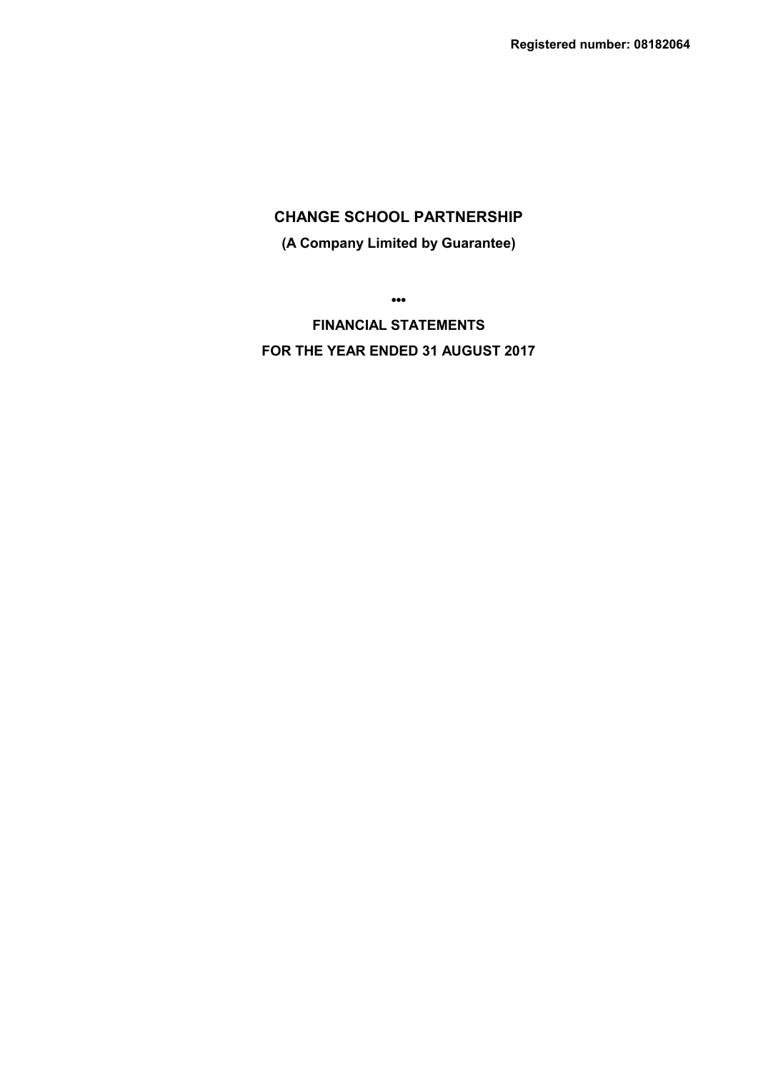**Registered number: 08182064**

# CHANGE SCHOOL PARTNERSHIP

**(A Company Limited by Guarantee)**

•••

## FINANCIAL STATEMENTS

## FOR THE YEAR ENDED 31 AUGUST 2017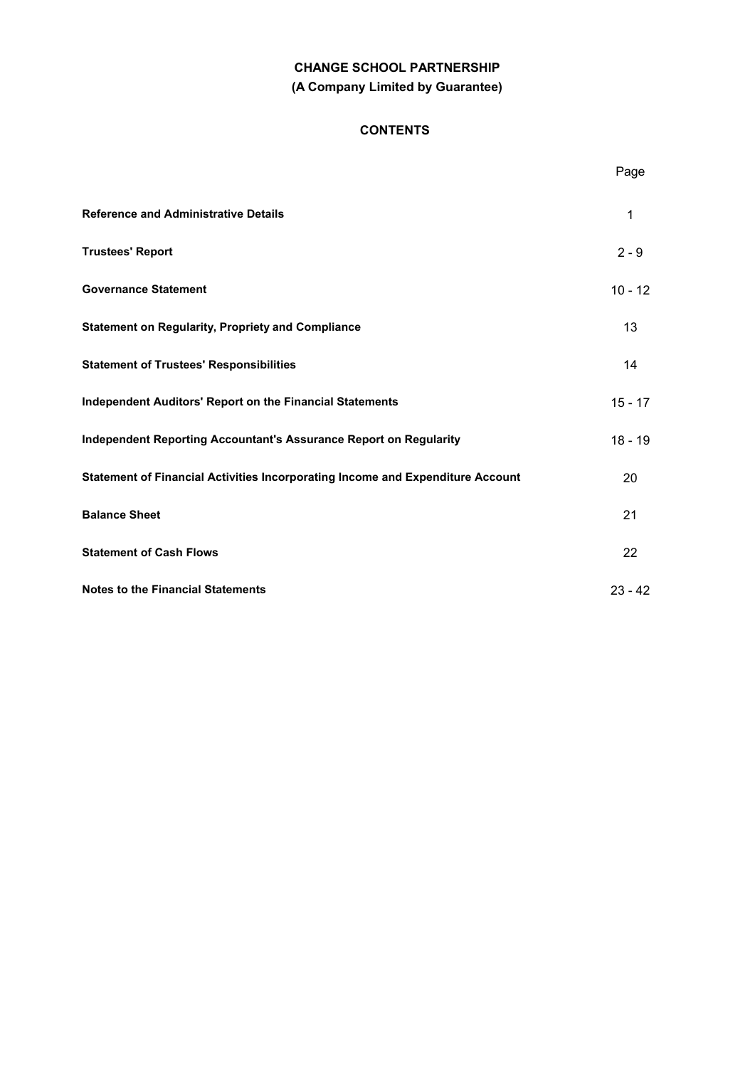**CHANGE SCHOOL PARTNERSHIP**

**(A Company Limited by Guarantee)**

**CONTENTS**

| | Page |
|---|---|
| **Reference and Administrative Details** | 1 |
| **Trustees' Report** | 2 - 9 |
| **Governance Statement** | 10 - 12 |
| **Statement on Regularity, Propriety and Compliance** | 13 |
| **Statement of Trustees' Responsibilities** | 14 |
| **Independent Auditors' Report on the Financial Statements** | 15 - 17 |
| **Independent Reporting Accountant's Assurance Report on Regularity** | 18 - 19 |
| **Statement of Financial Activities Incorporating Income and Expenditure Account** | 20 |
| **Balance Sheet** | 21 |
| **Statement of Cash Flows** | 22 |
| **Notes to the Financial Statements** | 23 - 42 |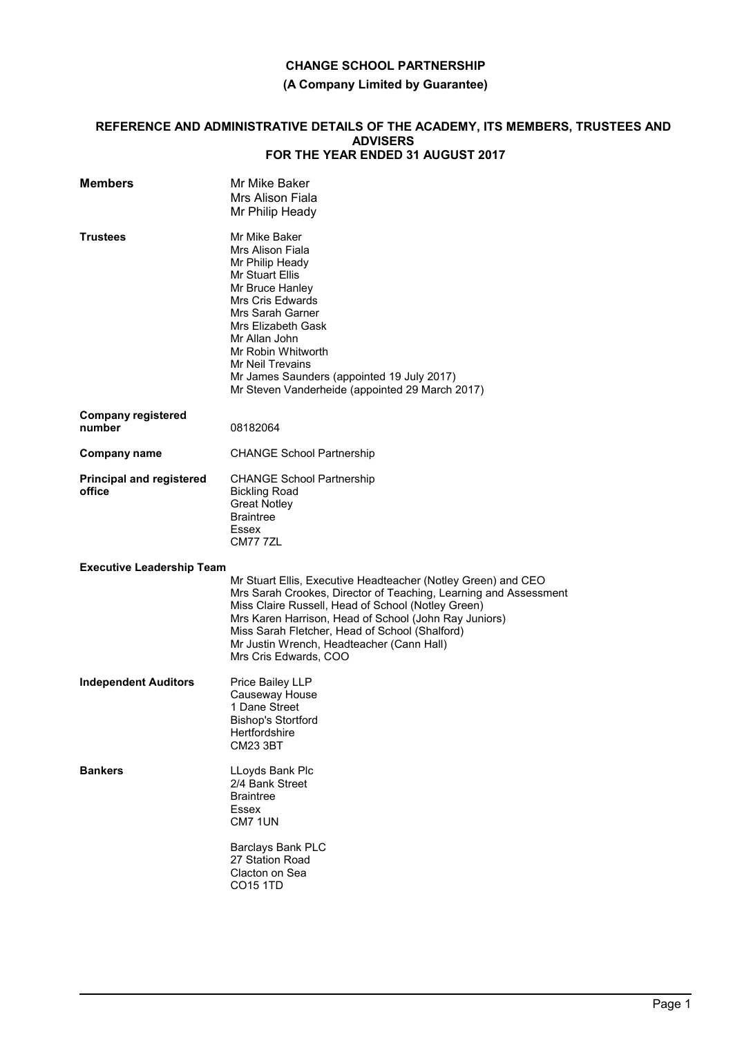# CHANGE SCHOOL PARTNERSHIP

**(A Company Limited by Guarantee)**

## REFERENCE AND ADMINISTRATIVE DETAILS OF THE ACADEMY, ITS MEMBERS, TRUSTEES AND ADVISERS FOR THE YEAR ENDED 31 AUGUST 2017

**Members**

Mr Mike Baker
Mrs Alison Fiala
Mr Philip Heady

**Trustees**

Mr Mike Baker
Mrs Alison Fiala
Mr Philip Heady
Mr Stuart Ellis
Mr Bruce Hanley
Mrs Cris Edwards
Mrs Sarah Garner
Mrs Elizabeth Gask
Mr Allan John
Mr Robin Whitworth
Mr Neil Trevains
Mr James Saunders (appointed 19 July 2017)
Mr Steven Vanderheide (appointed 29 March 2017)

**Company registered number**

08182064

**Company name**

CHANGE School Partnership

**Principal and registered office**

CHANGE School Partnership
Bickling Road
Great Notley
Braintree
Essex
CM77 7ZL

**Executive Leadership Team**

Mr Stuart Ellis, Executive Headteacher (Notley Green) and CEO
Mrs Sarah Crookes, Director of Teaching, Learning and Assessment
Miss Claire Russell, Head of School (Notley Green)
Mrs Karen Harrison, Head of School (John Ray Juniors)
Miss Sarah Fletcher, Head of School (Shalford)
Mr Justin Wrench, Headteacher (Cann Hall)
Mrs Cris Edwards, COO

**Independent Auditors**

Price Bailey LLP
Causeway House
1 Dane Street
Bishop's Stortford
Hertfordshire
CM23 3BT

**Bankers**

LLoyds Bank Plc
2/4 Bank Street
Braintree
Essex
CM7 1UN

Barclays Bank PLC
27 Station Road
Clacton on Sea
CO15 1TD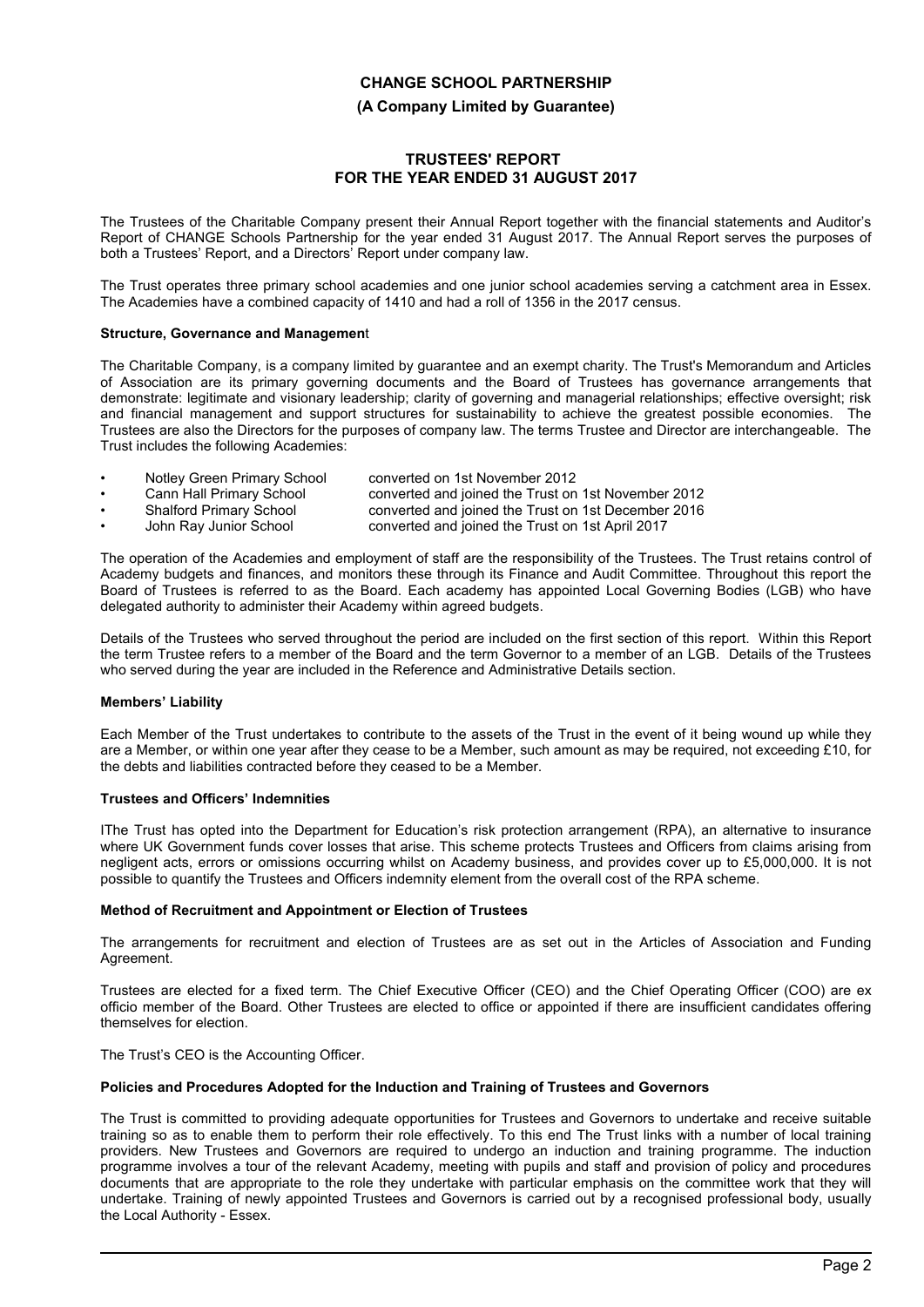**CHANGE SCHOOL PARTNERSHIP**

**(A Company Limited by Guarantee)**

**TRUSTEES' REPORT**
**FOR THE YEAR ENDED 31 AUGUST 2017**

The Trustees of the Charitable Company present their Annual Report together with the financial statements and Auditor's Report of CHANGE Schools Partnership for the year ended 31 August 2017. The Annual Report serves the purposes of both a Trustees' Report, and a Directors' Report under company law.

The Trust operates three primary school academies and one junior school academies serving a catchment area in Essex. The Academies have a combined capacity of 1410 and had a roll of 1356 in the 2017 census.

**Structure, Governance and Management**

The Charitable Company, is a company limited by guarantee and an exempt charity. The Trust's Memorandum and Articles of Association are its primary governing documents and the Board of Trustees has governance arrangements that demonstrate: legitimate and visionary leadership; clarity of governing and managerial relationships; effective oversight; risk and financial management and support structures for sustainability to achieve the greatest possible economies. The Trustees are also the Directors for the purposes of company law. The terms Trustee and Director are interchangeable. The Trust includes the following Academies:

- Notley Green Primary School converted on 1st November 2012
- Cann Hall Primary School converted and joined the Trust on 1st November 2012
- Shalford Primary School converted and joined the Trust on 1st December 2016
- John Ray Junior School converted and joined the Trust on 1st April 2017

The operation of the Academies and employment of staff are the responsibility of the Trustees. The Trust retains control of Academy budgets and finances, and monitors these through its Finance and Audit Committee. Throughout this report the Board of Trustees is referred to as the Board. Each academy has appointed Local Governing Bodies (LGB) who have delegated authority to administer their Academy within agreed budgets.

Details of the Trustees who served throughout the period are included on the first section of this report. Within this Report the term Trustee refers to a member of the Board and the term Governor to a member of an LGB. Details of the Trustees who served during the year are included in the Reference and Administrative Details section.

**Members' Liability**

Each Member of the Trust undertakes to contribute to the assets of the Trust in the event of it being wound up while they are a Member, or within one year after they cease to be a Member, such amount as may be required, not exceeding £10, for the debts and liabilities contracted before they ceased to be a Member.

**Trustees and Officers' Indemnities**

IThe Trust has opted into the Department for Education's risk protection arrangement (RPA), an alternative to insurance where UK Government funds cover losses that arise. This scheme protects Trustees and Officers from claims arising from negligent acts, errors or omissions occurring whilst on Academy business, and provides cover up to £5,000,000. It is not possible to quantify the Trustees and Officers indemnity element from the overall cost of the RPA scheme.

**Method of Recruitment and Appointment or Election of Trustees**

The arrangements for recruitment and election of Trustees are as set out in the Articles of Association and Funding Agreement.

Trustees are elected for a fixed term. The Chief Executive Officer (CEO) and the Chief Operating Officer (COO) are ex officio member of the Board. Other Trustees are elected to office or appointed if there are insufficient candidates offering themselves for election.

The Trust's CEO is the Accounting Officer.

**Policies and Procedures Adopted for the Induction and Training of Trustees and Governors**

The Trust is committed to providing adequate opportunities for Trustees and Governors to undertake and receive suitable training so as to enable them to perform their role effectively. To this end The Trust links with a number of local training providers. New Trustees and Governors are required to undergo an induction and training programme. The induction programme involves a tour of the relevant Academy, meeting with pupils and staff and provision of policy and procedures documents that are appropriate to the role they undertake with particular emphasis on the committee work that they will undertake. Training of newly appointed Trustees and Governors is carried out by a recognised professional body, usually the Local Authority - Essex.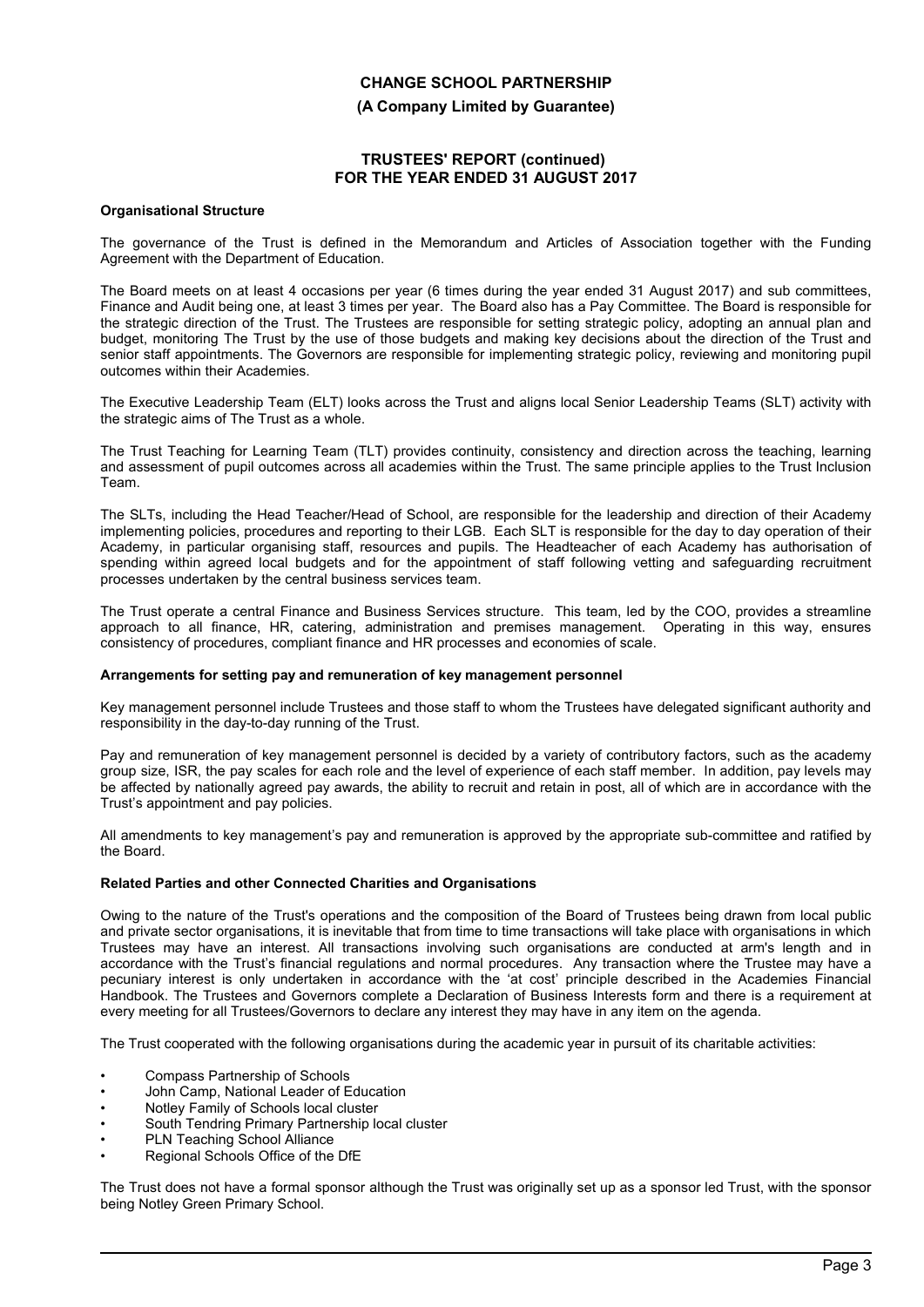**CHANGE SCHOOL PARTNERSHIP**

**(A Company Limited by Guarantee)**

**TRUSTEES' REPORT (continued)
FOR THE YEAR ENDED 31 AUGUST 2017**

**Organisational Structure**

The governance of the Trust is defined in the Memorandum and Articles of Association together with the Funding Agreement with the Department of Education.

The Board meets on at least 4 occasions per year (6 times during the year ended 31 August 2017) and sub committees, Finance and Audit being one, at least 3 times per year. The Board also has a Pay Committee. The Board is responsible for the strategic direction of the Trust. The Trustees are responsible for setting strategic policy, adopting an annual plan and budget, monitoring The Trust by the use of those budgets and making key decisions about the direction of the Trust and senior staff appointments. The Governors are responsible for implementing strategic policy, reviewing and monitoring pupil outcomes within their Academies.

The Executive Leadership Team (ELT) looks across the Trust and aligns local Senior Leadership Teams (SLT) activity with the strategic aims of The Trust as a whole.

The Trust Teaching for Learning Team (TLT) provides continuity, consistency and direction across the teaching, learning and assessment of pupil outcomes across all academies within the Trust. The same principle applies to the Trust Inclusion Team.

The SLTs, including the Head Teacher/Head of School, are responsible for the leadership and direction of their Academy implementing policies, procedures and reporting to their LGB. Each SLT is responsible for the day to day operation of their Academy, in particular organising staff, resources and pupils. The Headteacher of each Academy has authorisation of spending within agreed local budgets and for the appointment of staff following vetting and safeguarding recruitment processes undertaken by the central business services team.

The Trust operate a central Finance and Business Services structure. This team, led by the COO, provides a streamline approach to all finance, HR, catering, administration and premises management. Operating in this way, ensures consistency of procedures, compliant finance and HR processes and economies of scale.

**Arrangements for setting pay and remuneration of key management personnel**

Key management personnel include Trustees and those staff to whom the Trustees have delegated significant authority and responsibility in the day-to-day running of the Trust.

Pay and remuneration of key management personnel is decided by a variety of contributory factors, such as the academy group size, ISR, the pay scales for each role and the level of experience of each staff member. In addition, pay levels may be affected by nationally agreed pay awards, the ability to recruit and retain in post, all of which are in accordance with the Trust's appointment and pay policies.

All amendments to key management's pay and remuneration is approved by the appropriate sub-committee and ratified by the Board.

**Related Parties and other Connected Charities and Organisations**

Owing to the nature of the Trust's operations and the composition of the Board of Trustees being drawn from local public and private sector organisations, it is inevitable that from time to time transactions will take place with organisations in which Trustees may have an interest. All transactions involving such organisations are conducted at arm's length and in accordance with the Trust's financial regulations and normal procedures. Any transaction where the Trustee may have a pecuniary interest is only undertaken in accordance with the 'at cost' principle described in the Academies Financial Handbook. The Trustees and Governors complete a Declaration of Business Interests form and there is a requirement at every meeting for all Trustees/Governors to declare any interest they may have in any item on the agenda.

The Trust cooperated with the following organisations during the academic year in pursuit of its charitable activities:

- Compass Partnership of Schools
- John Camp, National Leader of Education
- Notley Family of Schools local cluster
- South Tendring Primary Partnership local cluster
- PLN Teaching School Alliance
- Regional Schools Office of the DfE

The Trust does not have a formal sponsor although the Trust was originally set up as a sponsor led Trust, with the sponsor being Notley Green Primary School.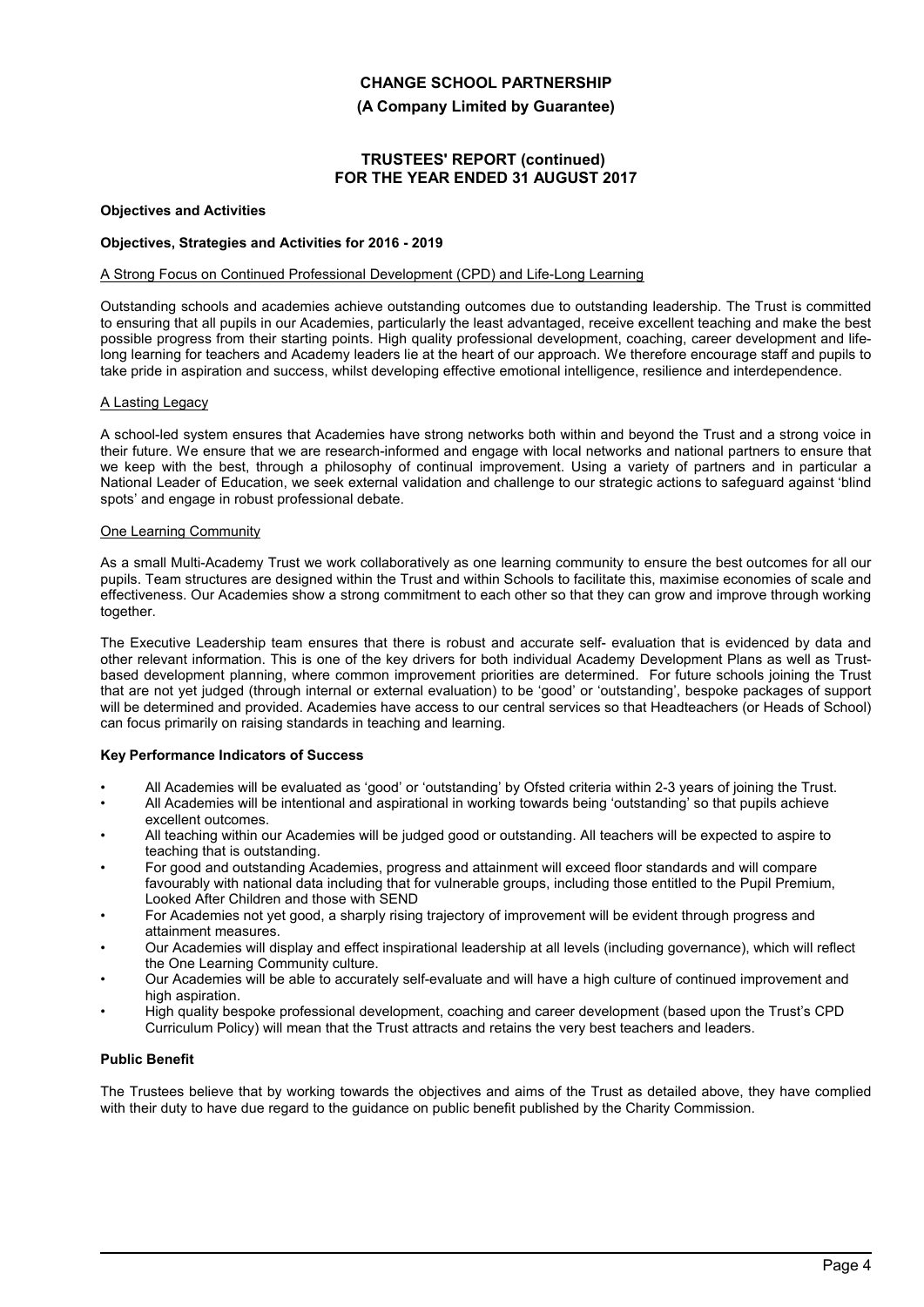# CHANGE SCHOOL PARTNERSHIP

**(A Company Limited by Guarantee)**

## TRUSTEES' REPORT (continued)
## FOR THE YEAR ENDED 31 AUGUST 2017

**Objectives and Activities**

**Objectives, Strategies and Activities for 2016 - 2019**

A Strong Focus on Continued Professional Development (CPD) and Life-Long Learning

Outstanding schools and academies achieve outstanding outcomes due to outstanding leadership. The Trust is committed to ensuring that all pupils in our Academies, particularly the least advantaged, receive excellent teaching and make the best possible progress from their starting points. High quality professional development, coaching, career development and life-long learning for teachers and Academy leaders lie at the heart of our approach. We therefore encourage staff and pupils to take pride in aspiration and success, whilst developing effective emotional intelligence, resilience and interdependence.

A Lasting Legacy

A school-led system ensures that Academies have strong networks both within and beyond the Trust and a strong voice in their future. We ensure that we are research-informed and engage with local networks and national partners to ensure that we keep with the best, through a philosophy of continual improvement. Using a variety of partners and in particular a National Leader of Education, we seek external validation and challenge to our strategic actions to safeguard against 'blind spots' and engage in robust professional debate.

One Learning Community

As a small Multi-Academy Trust we work collaboratively as one learning community to ensure the best outcomes for all our pupils. Team structures are designed within the Trust and within Schools to facilitate this, maximise economies of scale and effectiveness. Our Academies show a strong commitment to each other so that they can grow and improve through working together.

The Executive Leadership team ensures that there is robust and accurate self- evaluation that is evidenced by data and other relevant information. This is one of the key drivers for both individual Academy Development Plans as well as Trust-based development planning, where common improvement priorities are determined. For future schools joining the Trust that are not yet judged (through internal or external evaluation) to be 'good' or 'outstanding', bespoke packages of support will be determined and provided. Academies have access to our central services so that Headteachers (or Heads of School) can focus primarily on raising standards in teaching and learning.

**Key Performance Indicators of Success**

- All Academies will be evaluated as 'good' or 'outstanding' by Ofsted criteria within 2-3 years of joining the Trust.
- All Academies will be intentional and aspirational in working towards being 'outstanding' so that pupils achieve excellent outcomes.
- All teaching within our Academies will be judged good or outstanding. All teachers will be expected to aspire to teaching that is outstanding.
- For good and outstanding Academies, progress and attainment will exceed floor standards and will compare favourably with national data including that for vulnerable groups, including those entitled to the Pupil Premium, Looked After Children and those with SEND
- For Academies not yet good, a sharply rising trajectory of improvement will be evident through progress and attainment measures.
- Our Academies will display and effect inspirational leadership at all levels (including governance), which will reflect the One Learning Community culture.
- Our Academies will be able to accurately self-evaluate and will have a high culture of continued improvement and high aspiration.
- High quality bespoke professional development, coaching and career development (based upon the Trust's CPD Curriculum Policy) will mean that the Trust attracts and retains the very best teachers and leaders.

**Public Benefit**

The Trustees believe that by working towards the objectives and aims of the Trust as detailed above, they have complied with their duty to have due regard to the guidance on public benefit published by the Charity Commission.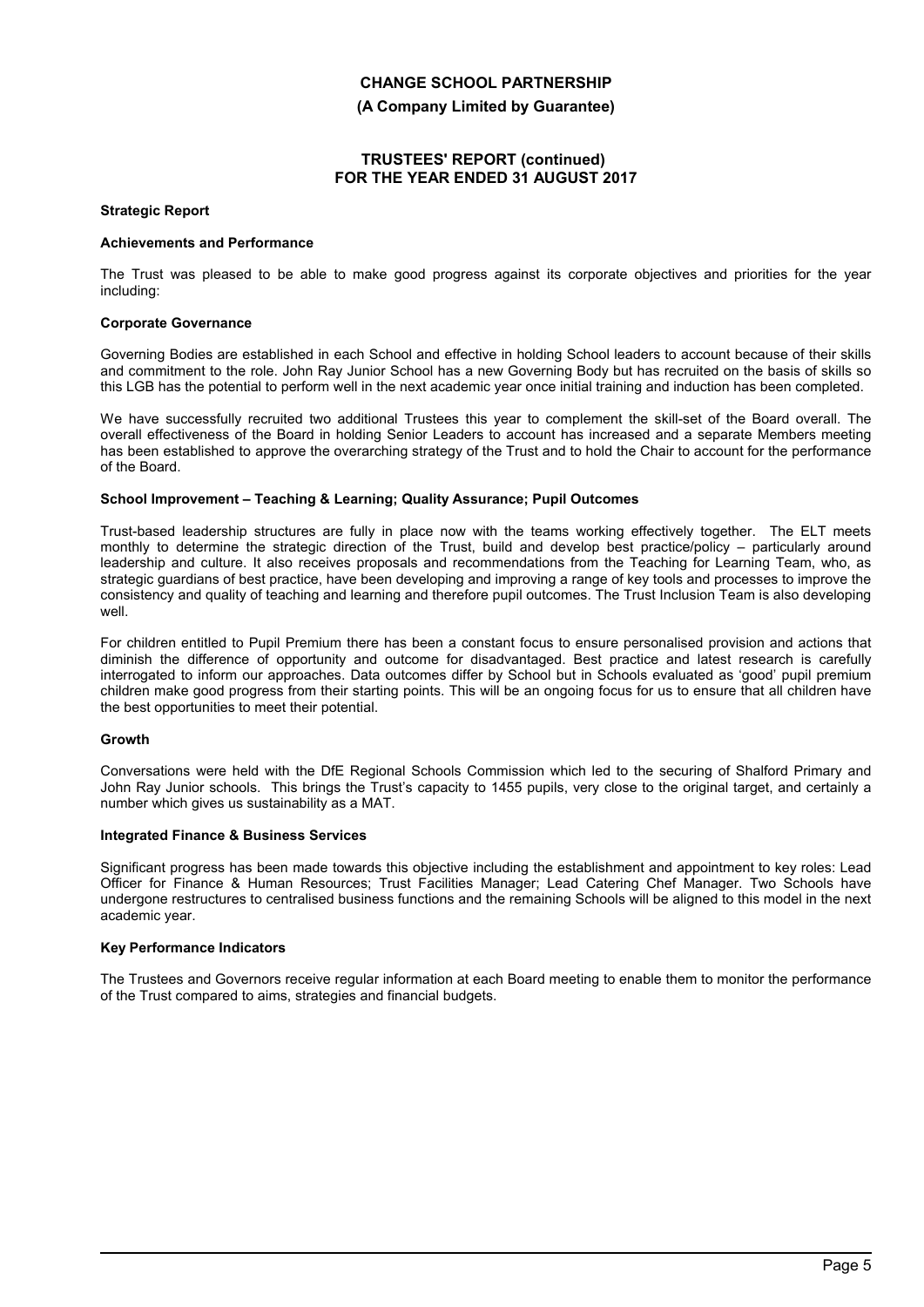# CHANGE SCHOOL PARTNERSHIP

**(A Company Limited by Guarantee)**

## TRUSTEES' REPORT (continued) FOR THE YEAR ENDED 31 AUGUST 2017

### Strategic Report

#### Achievements and Performance

The Trust was pleased to be able to make good progress against its corporate objectives and priorities for the year including:

#### Corporate Governance

Governing Bodies are established in each School and effective in holding School leaders to account because of their skills and commitment to the role. John Ray Junior School has a new Governing Body but has recruited on the basis of skills so this LGB has the potential to perform well in the next academic year once initial training and induction has been completed.

We have successfully recruited two additional Trustees this year to complement the skill-set of the Board overall. The overall effectiveness of the Board in holding Senior Leaders to account has increased and a separate Members meeting has been established to approve the overarching strategy of the Trust and to hold the Chair to account for the performance of the Board.

#### School Improvement – Teaching & Learning; Quality Assurance; Pupil Outcomes

Trust-based leadership structures are fully in place now with the teams working effectively together. The ELT meets monthly to determine the strategic direction of the Trust, build and develop best practice/policy – particularly around leadership and culture. It also receives proposals and recommendations from the Teaching for Learning Team, who, as strategic guardians of best practice, have been developing and improving a range of key tools and processes to improve the consistency and quality of teaching and learning and therefore pupil outcomes. The Trust Inclusion Team is also developing well.

For children entitled to Pupil Premium there has been a constant focus to ensure personalised provision and actions that diminish the difference of opportunity and outcome for disadvantaged. Best practice and latest research is carefully interrogated to inform our approaches. Data outcomes differ by School but in Schools evaluated as 'good' pupil premium children make good progress from their starting points. This will be an ongoing focus for us to ensure that all children have the best opportunities to meet their potential.

#### Growth

Conversations were held with the DfE Regional Schools Commission which led to the securing of Shalford Primary and John Ray Junior schools. This brings the Trust's capacity to 1455 pupils, very close to the original target, and certainly a number which gives us sustainability as a MAT.

#### Integrated Finance & Business Services

Significant progress has been made towards this objective including the establishment and appointment to key roles: Lead Officer for Finance & Human Resources; Trust Facilities Manager; Lead Catering Chef Manager. Two Schools have undergone restructures to centralised business functions and the remaining Schools will be aligned to this model in the next academic year.

#### Key Performance Indicators

The Trustees and Governors receive regular information at each Board meeting to enable them to monitor the performance of the Trust compared to aims, strategies and financial budgets.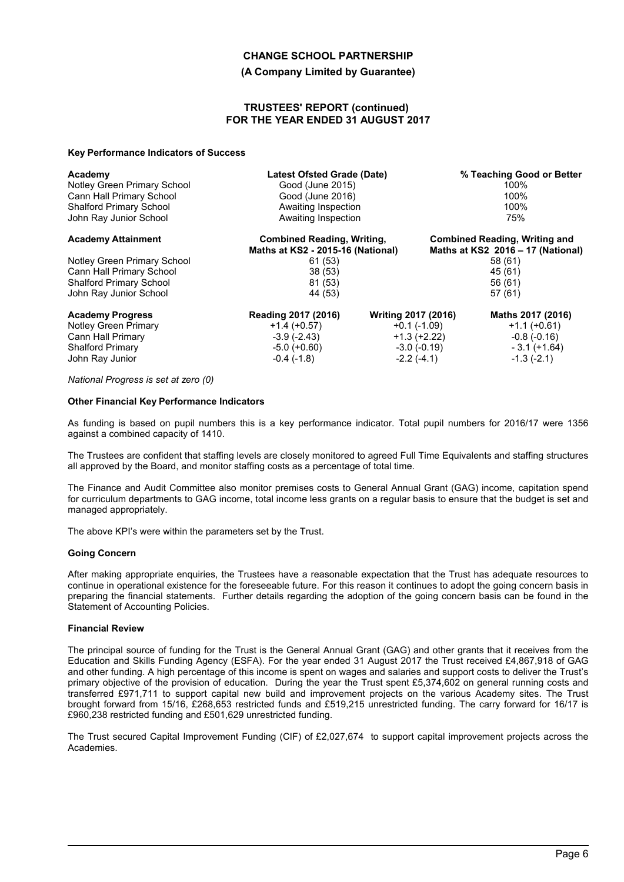### Key Performance Indicators of Success

| Academy | Latest Ofsted Grade (Date) | % Teaching Good or Better |
|---|---|---|
| Notley Green Primary School | Good (June 2015) | 100% |
| Cann Hall Primary School | Good (June 2016) | 100% |
| Shalford Primary School | Awaiting Inspection | 100% |
| John Ray Junior School | Awaiting Inspection | 75% |

| Academy Attainment | Combined Reading, Writing, Maths at KS2 - 2015-16 (National) | Combined Reading, Writing and Maths at KS2 2016 – 17 (National) |
|---|---|---|
| Notley Green Primary School | 61 (53) | 58 (61) |
| Cann Hall Primary School | 38 (53) | 45 (61) |
| Shalford Primary School | 81 (53) | 56 (61) |
| John Ray Junior School | 44 (53) | 57 (61) |

| Academy Progress | Reading 2017 (2016) | Writing 2017 (2016) | Maths 2017 (2016) |
|---|---|---|---|
| Notley Green Primary | +1.4 (+0.57) | +0.1 (-1.09) | +1.1 (+0.61) |
| Cann Hall Primary | -3.9 (-2.43) | +1.3 (+2.22) | -0.8 (-0.16) |
| Shalford Primary | -5.0 (+0.60) | -3.0 (-0.19) | - 3.1 (+1.64) |
| John Ray Junior | -0.4 (-1.8) | -2.2 (-4.1) | -1.3 (-2.1) |

*National Progress is set at zero (0)*

### Other Financial Key Performance Indicators

As funding is based on pupil numbers this is a key performance indicator. Total pupil numbers for 2016/17 were 1356 against a combined capacity of 1410.

The Trustees are confident that staffing levels are closely monitored to agreed Full Time Equivalents and staffing structures all approved by the Board, and monitor staffing costs as a percentage of total time.

The Finance and Audit Committee also monitor premises costs to General Annual Grant (GAG) income, capitation spend for curriculum departments to GAG income, total income less grants on a regular basis to ensure that the budget is set and managed appropriately.

The above KPI's were within the parameters set by the Trust.

### Going Concern

After making appropriate enquiries, the Trustees have a reasonable expectation that the Trust has adequate resources to continue in operational existence for the foreseeable future. For this reason it continues to adopt the going concern basis in preparing the financial statements. Further details regarding the adoption of the going concern basis can be found in the Statement of Accounting Policies.

### Financial Review

The principal source of funding for the Trust is the General Annual Grant (GAG) and other grants that it receives from the Education and Skills Funding Agency (ESFA). For the year ended 31 August 2017 the Trust received £4,867,918 of GAG and other funding. A high percentage of this income is spent on wages and salaries and support costs to deliver the Trust's primary objective of the provision of education. During the year the Trust spent £5,374,602 on general running costs and transferred £971,711 to support capital new build and improvement projects on the various Academy sites. The Trust brought forward from 15/16, £268,653 restricted funds and £519,215 unrestricted funding. The carry forward for 16/17 is £960,238 restricted funding and £501,629 unrestricted funding.

The Trust secured Capital Improvement Funding (CIF) of £2,027,674 to support capital improvement projects across the Academies.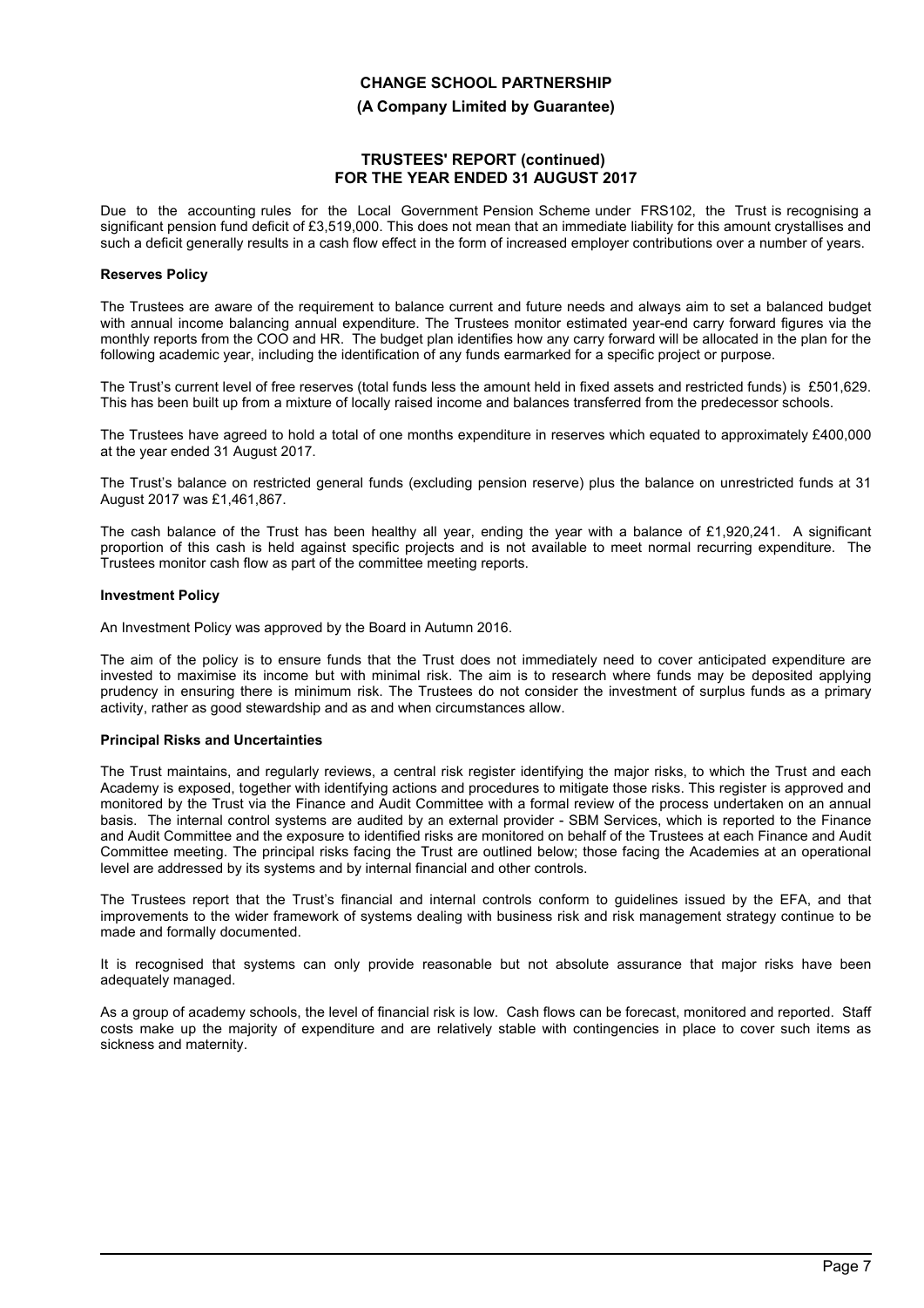Due to the accounting rules for the Local Government Pension Scheme under FRS102, the Trust is recognising a significant pension fund deficit of £3,519,000. This does not mean that an immediate liability for this amount crystallises and such a deficit generally results in a cash flow effect in the form of increased employer contributions over a number of years.

**Reserves Policy**

The Trustees are aware of the requirement to balance current and future needs and always aim to set a balanced budget with annual income balancing annual expenditure. The Trustees monitor estimated year-end carry forward figures via the monthly reports from the COO and HR. The budget plan identifies how any carry forward will be allocated in the plan for the following academic year, including the identification of any funds earmarked for a specific project or purpose.

The Trust's current level of free reserves (total funds less the amount held in fixed assets and restricted funds) is £501,629. This has been built up from a mixture of locally raised income and balances transferred from the predecessor schools.

The Trustees have agreed to hold a total of one months expenditure in reserves which equated to approximately £400,000 at the year ended 31 August 2017.

The Trust's balance on restricted general funds (excluding pension reserve) plus the balance on unrestricted funds at 31 August 2017 was £1,461,867.

The cash balance of the Trust has been healthy all year, ending the year with a balance of £1,920,241. A significant proportion of this cash is held against specific projects and is not available to meet normal recurring expenditure. The Trustees monitor cash flow as part of the committee meeting reports.

**Investment Policy**

An Investment Policy was approved by the Board in Autumn 2016.

The aim of the policy is to ensure funds that the Trust does not immediately need to cover anticipated expenditure are invested to maximise its income but with minimal risk. The aim is to research where funds may be deposited applying prudency in ensuring there is minimum risk. The Trustees do not consider the investment of surplus funds as a primary activity, rather as good stewardship and as and when circumstances allow.

**Principal Risks and Uncertainties**

The Trust maintains, and regularly reviews, a central risk register identifying the major risks, to which the Trust and each Academy is exposed, together with identifying actions and procedures to mitigate those risks. This register is approved and monitored by the Trust via the Finance and Audit Committee with a formal review of the process undertaken on an annual basis. The internal control systems are audited by an external provider - SBM Services, which is reported to the Finance and Audit Committee and the exposure to identified risks are monitored on behalf of the Trustees at each Finance and Audit Committee meeting. The principal risks facing the Trust are outlined below; those facing the Academies at an operational level are addressed by its systems and by internal financial and other controls.

The Trustees report that the Trust's financial and internal controls conform to guidelines issued by the EFA, and that improvements to the wider framework of systems dealing with business risk and risk management strategy continue to be made and formally documented.

It is recognised that systems can only provide reasonable but not absolute assurance that major risks have been adequately managed.

As a group of academy schools, the level of financial risk is low. Cash flows can be forecast, monitored and reported. Staff costs make up the majority of expenditure and are relatively stable with contingencies in place to cover such items as sickness and maternity.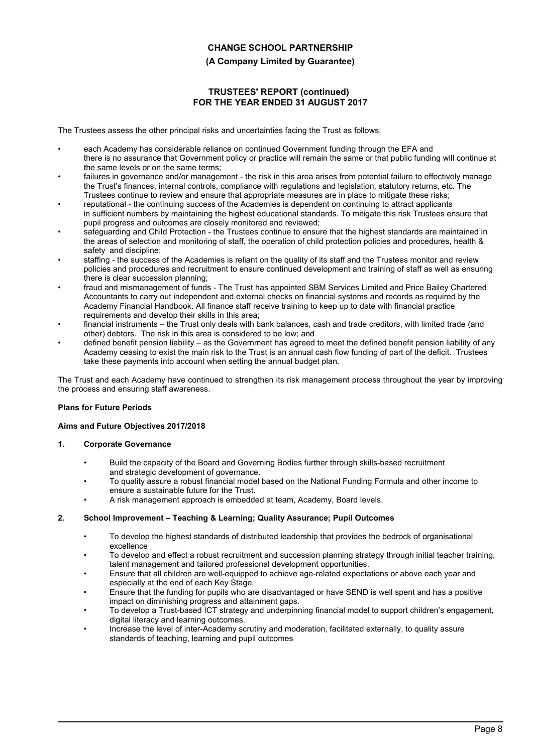The Trustees assess the other principal risks and uncertainties facing the Trust as follows:

- each Academy has considerable reliance on continued Government funding through the EFA and there is no assurance that Government policy or practice will remain the same or that public funding will continue at the same levels or on the same terms;
- failures in governance and/or management - the risk in this area arises from potential failure to effectively manage the Trust's finances, internal controls, compliance with regulations and legislation, statutory returns, etc. The Trustees continue to review and ensure that appropriate measures are in place to mitigate these risks;
- reputational - the continuing success of the Academies is dependent on continuing to attract applicants in sufficient numbers by maintaining the highest educational standards. To mitigate this risk Trustees ensure that pupil progress and outcomes are closely monitored and reviewed;
- safeguarding and Child Protection - the Trustees continue to ensure that the highest standards are maintained in the areas of selection and monitoring of staff, the operation of child protection policies and procedures, health & safety and discipline;
- staffing - the success of the Academies is reliant on the quality of its staff and the Trustees monitor and review policies and procedures and recruitment to ensure continued development and training of staff as well as ensuring there is clear succession planning;
- fraud and mismanagement of funds - The Trust has appointed SBM Services Limited and Price Bailey Chartered Accountants to carry out independent and external checks on financial systems and records as required by the Academy Financial Handbook. All finance staff receive training to keep up to date with financial practice requirements and develop their skills in this area;
- financial instruments – the Trust only deals with bank balances, cash and trade creditors, with limited trade (and other) debtors. The risk in this area is considered to be low; and
- defined benefit pension liability – as the Government has agreed to meet the defined benefit pension liability of any Academy ceasing to exist the main risk to the Trust is an annual cash flow funding of part of the deficit. Trustees take these payments into account when setting the annual budget plan.

The Trust and each Academy have continued to strengthen its risk management process throughout the year by improving the process and ensuring staff awareness.

**Plans for Future Periods**

**Aims and Future Objectives 2017/2018**

**1. Corporate Governance**

- Build the capacity of the Board and Governing Bodies further through skills-based recruitment and strategic development of governance.
- To quality assure a robust financial model based on the National Funding Formula and other income to ensure a sustainable future for the Trust.
- A risk management approach is embedded at team, Academy, Board levels.

**2. School Improvement – Teaching & Learning; Quality Assurance; Pupil Outcomes**

- To develop the highest standards of distributed leadership that provides the bedrock of organisational excellence
- To develop and effect a robust recruitment and succession planning strategy through initial teacher training, talent management and tailored professional development opportunities.
- Ensure that all children are well-equipped to achieve age-related expectations or above each year and especially at the end of each Key Stage.
- Ensure that the funding for pupils who are disadvantaged or have SEND is well spent and has a positive impact on diminishing progress and attainment gaps.
- To develop a Trust-based ICT strategy and underpinning financial model to support children's engagement, digital literacy and learning outcomes.
- Increase the level of inter-Academy scrutiny and moderation, facilitated externally, to quality assure standards of teaching, learning and pupil outcomes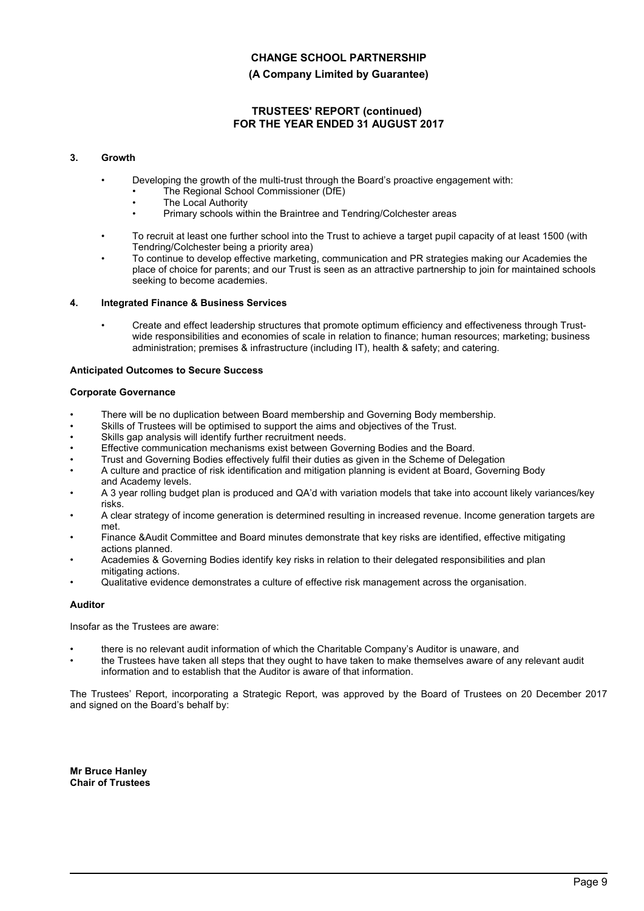### 3. Growth

- Developing the growth of the multi-trust through the Board's proactive engagement with:
  - The Regional School Commissioner (DfE)
  - The Local Authority
  - Primary schools within the Braintree and Tendring/Colchester areas
- To recruit at least one further school into the Trust to achieve a target pupil capacity of at least 1500 (with Tendring/Colchester being a priority area)
- To continue to develop effective marketing, communication and PR strategies making our Academies the place of choice for parents; and our Trust is seen as an attractive partnership to join for maintained schools seeking to become academies.

### 4. Integrated Finance & Business Services

- Create and effect leadership structures that promote optimum efficiency and effectiveness through Trust-wide responsibilities and economies of scale in relation to finance; human resources; marketing; business administration; premises & infrastructure (including IT), health & safety; and catering.

**Anticipated Outcomes to Secure Success**

**Corporate Governance**

- There will be no duplication between Board membership and Governing Body membership.
- Skills of Trustees will be optimised to support the aims and objectives of the Trust.
- Skills gap analysis will identify further recruitment needs.
- Effective communication mechanisms exist between Governing Bodies and the Board.
- Trust and Governing Bodies effectively fulfil their duties as given in the Scheme of Delegation
- A culture and practice of risk identification and mitigation planning is evident at Board, Governing Body and Academy levels.
- A 3 year rolling budget plan is produced and QA'd with variation models that take into account likely variances/key risks.
- A clear strategy of income generation is determined resulting in increased revenue. Income generation targets are met.
- Finance &Audit Committee and Board minutes demonstrate that key risks are identified, effective mitigating actions planned.
- Academies & Governing Bodies identify key risks in relation to their delegated responsibilities and plan mitigating actions.
- Qualitative evidence demonstrates a culture of effective risk management across the organisation.

**Auditor**

Insofar as the Trustees are aware:

- there is no relevant audit information of which the Charitable Company's Auditor is unaware, and
- the Trustees have taken all steps that they ought to have taken to make themselves aware of any relevant audit information and to establish that the Auditor is aware of that information.

The Trustees' Report, incorporating a Strategic Report, was approved by the Board of Trustees on 20 December 2017 and signed on the Board's behalf by:

**Mr Bruce Hanley**
**Chair of Trustees**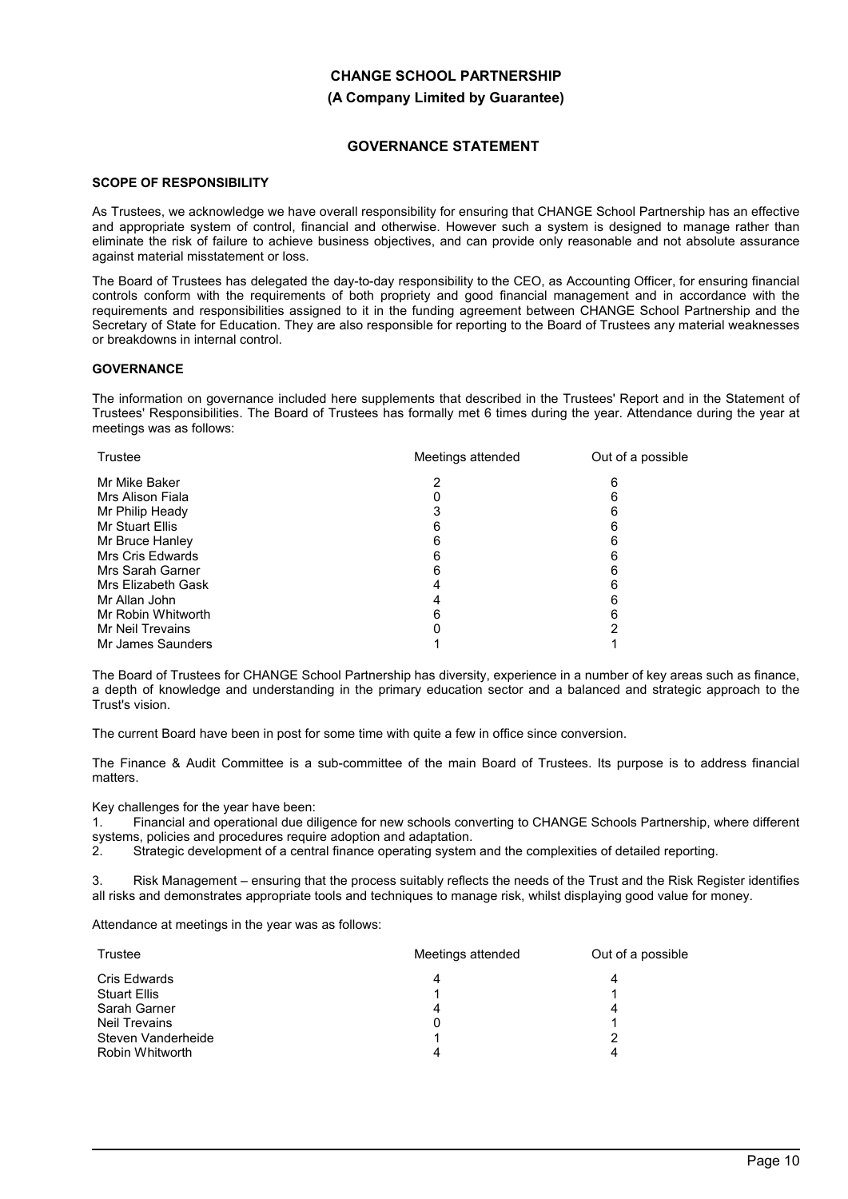# CHANGE SCHOOL PARTNERSHIP

**(A Company Limited by Guarantee)**

## GOVERNANCE STATEMENT

### SCOPE OF RESPONSIBILITY

As Trustees, we acknowledge we have overall responsibility for ensuring that CHANGE School Partnership has an effective and appropriate system of control, financial and otherwise. However such a system is designed to manage rather than eliminate the risk of failure to achieve business objectives, and can provide only reasonable and not absolute assurance against material misstatement or loss.

The Board of Trustees has delegated the day-to-day responsibility to the CEO, as Accounting Officer, for ensuring financial controls conform with the requirements of both propriety and good financial management and in accordance with the requirements and responsibilities assigned to it in the funding agreement between CHANGE School Partnership and the Secretary of State for Education. They are also responsible for reporting to the Board of Trustees any material weaknesses or breakdowns in internal control.

### GOVERNANCE

The information on governance included here supplements that described in the Trustees' Report and in the Statement of Trustees' Responsibilities. The Board of Trustees has formally met 6 times during the year. Attendance during the year at meetings was as follows:

| Trustee | Meetings attended | Out of a possible |
|---|---|---|
| Mr Mike Baker | 2 | 6 |
| Mrs Alison Fiala | 0 | 6 |
| Mr Philip Heady | 3 | 6 |
| Mr Stuart Ellis | 6 | 6 |
| Mr Bruce Hanley | 6 | 6 |
| Mrs Cris Edwards | 6 | 6 |
| Mrs Sarah Garner | 6 | 6 |
| Mrs Elizabeth Gask | 4 | 6 |
| Mr Allan John | 4 | 6 |
| Mr Robin Whitworth | 6 | 6 |
| Mr Neil Trevains | 0 | 2 |
| Mr James Saunders | 1 | 1 |

The Board of Trustees for CHANGE School Partnership has diversity, experience in a number of key areas such as finance, a depth of knowledge and understanding in the primary education sector and a balanced and strategic approach to the Trust's vision.

The current Board have been in post for some time with quite a few in office since conversion.

The Finance & Audit Committee is a sub-committee of the main Board of Trustees. Its purpose is to address financial matters.

Key challenges for the year have been:

1. Financial and operational due diligence for new schools converting to CHANGE Schools Partnership, where different systems, policies and procedures require adoption and adaptation.
2. Strategic development of a central finance operating system and the complexities of detailed reporting.
3. Risk Management – ensuring that the process suitably reflects the needs of the Trust and the Risk Register identifies all risks and demonstrates appropriate tools and techniques to manage risk, whilst displaying good value for money.

Attendance at meetings in the year was as follows:

| Trustee | Meetings attended | Out of a possible |
|---|---|---|
| Cris Edwards | 4 | 4 |
| Stuart Ellis | 1 | 1 |
| Sarah Garner | 4 | 4 |
| Neil Trevains | 0 | 1 |
| Steven Vanderheide | 1 | 2 |
| Robin Whitworth | 4 | 4 |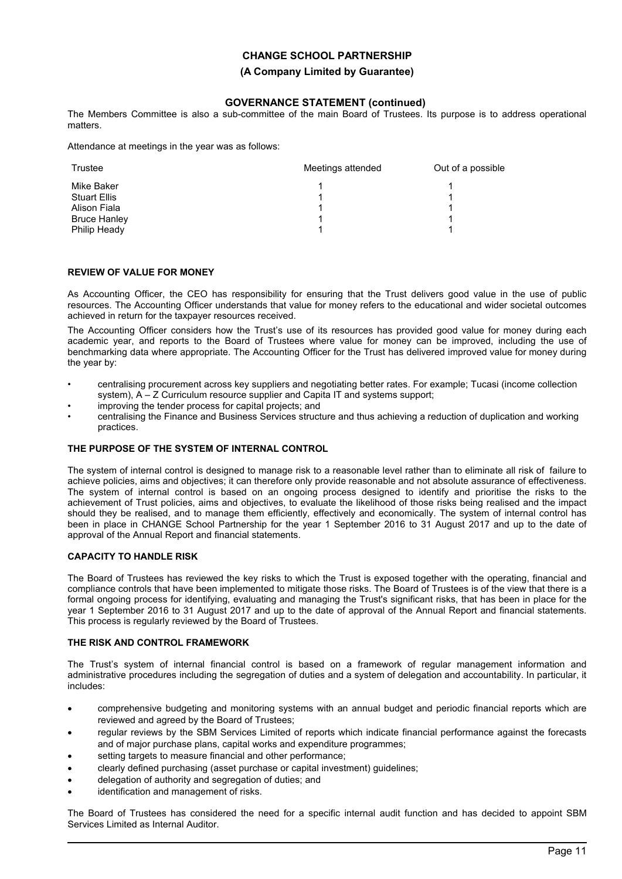The Members Committee is also a sub-committee of the main Board of Trustees. Its purpose is to address operational matters.

Attendance at meetings in the year was as follows:

| Trustee | Meetings attended | Out of a possible |
|---|---|---|
| Mike Baker | 1 | 1 |
| Stuart Ellis | 1 | 1 |
| Alison Fiala | 1 | 1 |
| Bruce Hanley | 1 | 1 |
| Philip Heady | 1 | 1 |

### REVIEW OF VALUE FOR MONEY

As Accounting Officer, the CEO has responsibility for ensuring that the Trust delivers good value in the use of public resources. The Accounting Officer understands that value for money refers to the educational and wider societal outcomes achieved in return for the taxpayer resources received.

The Accounting Officer considers how the Trust's use of its resources has provided good value for money during each academic year, and reports to the Board of Trustees where value for money can be improved, including the use of benchmarking data where appropriate. The Accounting Officer for the Trust has delivered improved value for money during the year by:

- centralising procurement across key suppliers and negotiating better rates. For example; Tucasi (income collection system), A – Z Curriculum resource supplier and Capita IT and systems support;
- improving the tender process for capital projects; and
- centralising the Finance and Business Services structure and thus achieving a reduction of duplication and working practices.

### THE PURPOSE OF THE SYSTEM OF INTERNAL CONTROL

The system of internal control is designed to manage risk to a reasonable level rather than to eliminate all risk of failure to achieve policies, aims and objectives; it can therefore only provide reasonable and not absolute assurance of effectiveness. The system of internal control is based on an ongoing process designed to identify and prioritise the risks to the achievement of Trust policies, aims and objectives, to evaluate the likelihood of those risks being realised and the impact should they be realised, and to manage them efficiently, effectively and economically. The system of internal control has been in place in CHANGE School Partnership for the year 1 September 2016 to 31 August 2017 and up to the date of approval of the Annual Report and financial statements.

### CAPACITY TO HANDLE RISK

The Board of Trustees has reviewed the key risks to which the Trust is exposed together with the operating, financial and compliance controls that have been implemented to mitigate those risks. The Board of Trustees is of the view that there is a formal ongoing process for identifying, evaluating and managing the Trust's significant risks, that has been in place for the year 1 September 2016 to 31 August 2017 and up to the date of approval of the Annual Report and financial statements. This process is regularly reviewed by the Board of Trustees.

### THE RISK AND CONTROL FRAMEWORK

The Trust's system of internal financial control is based on a framework of regular management information and administrative procedures including the segregation of duties and a system of delegation and accountability. In particular, it includes:

- comprehensive budgeting and monitoring systems with an annual budget and periodic financial reports which are reviewed and agreed by the Board of Trustees;
- regular reviews by the SBM Services Limited of reports which indicate financial performance against the forecasts and of major purchase plans, capital works and expenditure programmes;
- setting targets to measure financial and other performance;
- clearly defined purchasing (asset purchase or capital investment) guidelines;
- delegation of authority and segregation of duties; and
- identification and management of risks.

The Board of Trustees has considered the need for a specific internal audit function and has decided to appoint SBM Services Limited as Internal Auditor.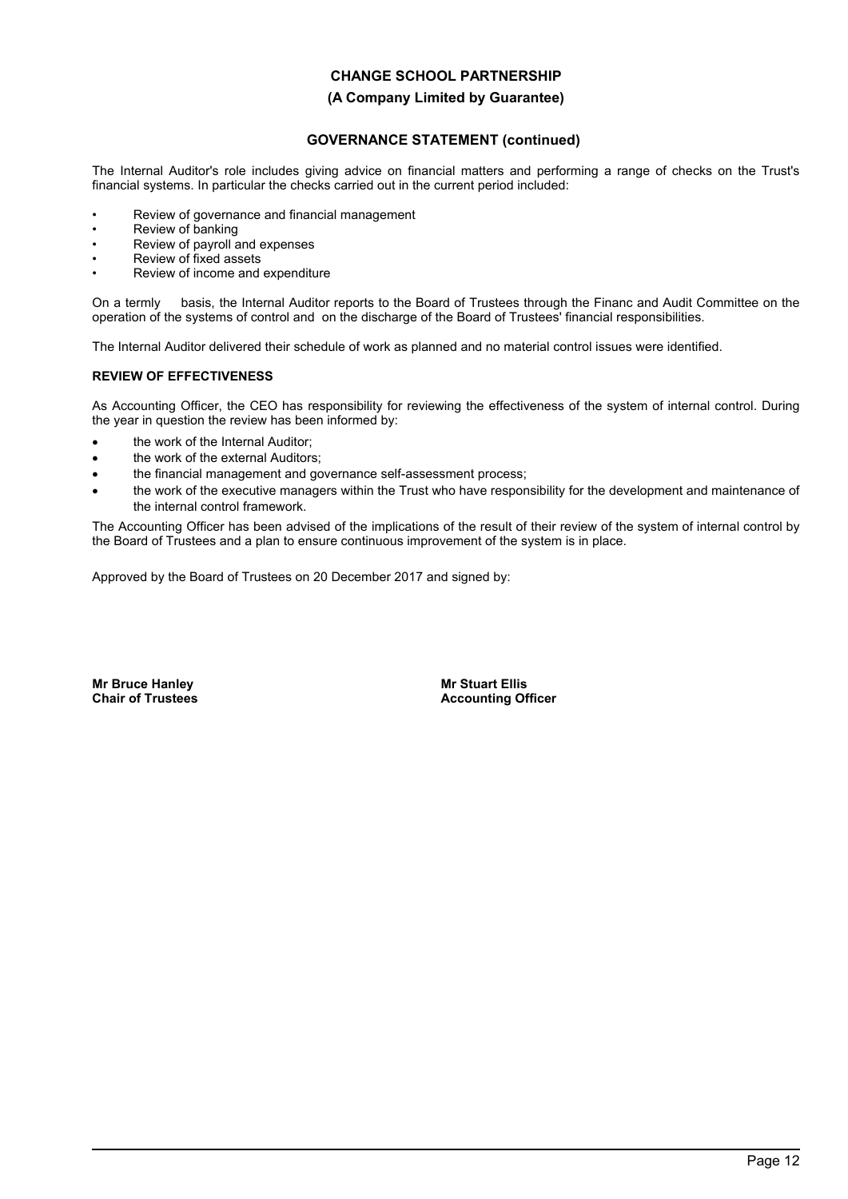**CHANGE SCHOOL PARTNERSHIP**

**(A Company Limited by Guarantee)**

**GOVERNANCE STATEMENT (continued)**

The Internal Auditor's role includes giving advice on financial matters and performing a range of checks on the Trust's financial systems. In particular the checks carried out in the current period included:

- Review of governance and financial management
- Review of banking
- Review of payroll and expenses
- Review of fixed assets
- Review of income and expenditure

On a termly basis, the Internal Auditor reports to the Board of Trustees through the Financ and Audit Committee on the operation of the systems of control and on the discharge of the Board of Trustees' financial responsibilities.

The Internal Auditor delivered their schedule of work as planned and no material control issues were identified.

**REVIEW OF EFFECTIVENESS**

As Accounting Officer, the CEO has responsibility for reviewing the effectiveness of the system of internal control. During the year in question the review has been informed by:

- the work of the Internal Auditor;
- the work of the external Auditors;
- the financial management and governance self-assessment process;
- the work of the executive managers within the Trust who have responsibility for the development and maintenance of the internal control framework.

The Accounting Officer has been advised of the implications of the result of their review of the system of internal control by the Board of Trustees and a plan to ensure continuous improvement of the system is in place.

Approved by the Board of Trustees on 20 December 2017 and signed by:

**Mr Bruce Hanley**
**Chair of Trustees**

**Mr Stuart Ellis**
**Accounting Officer**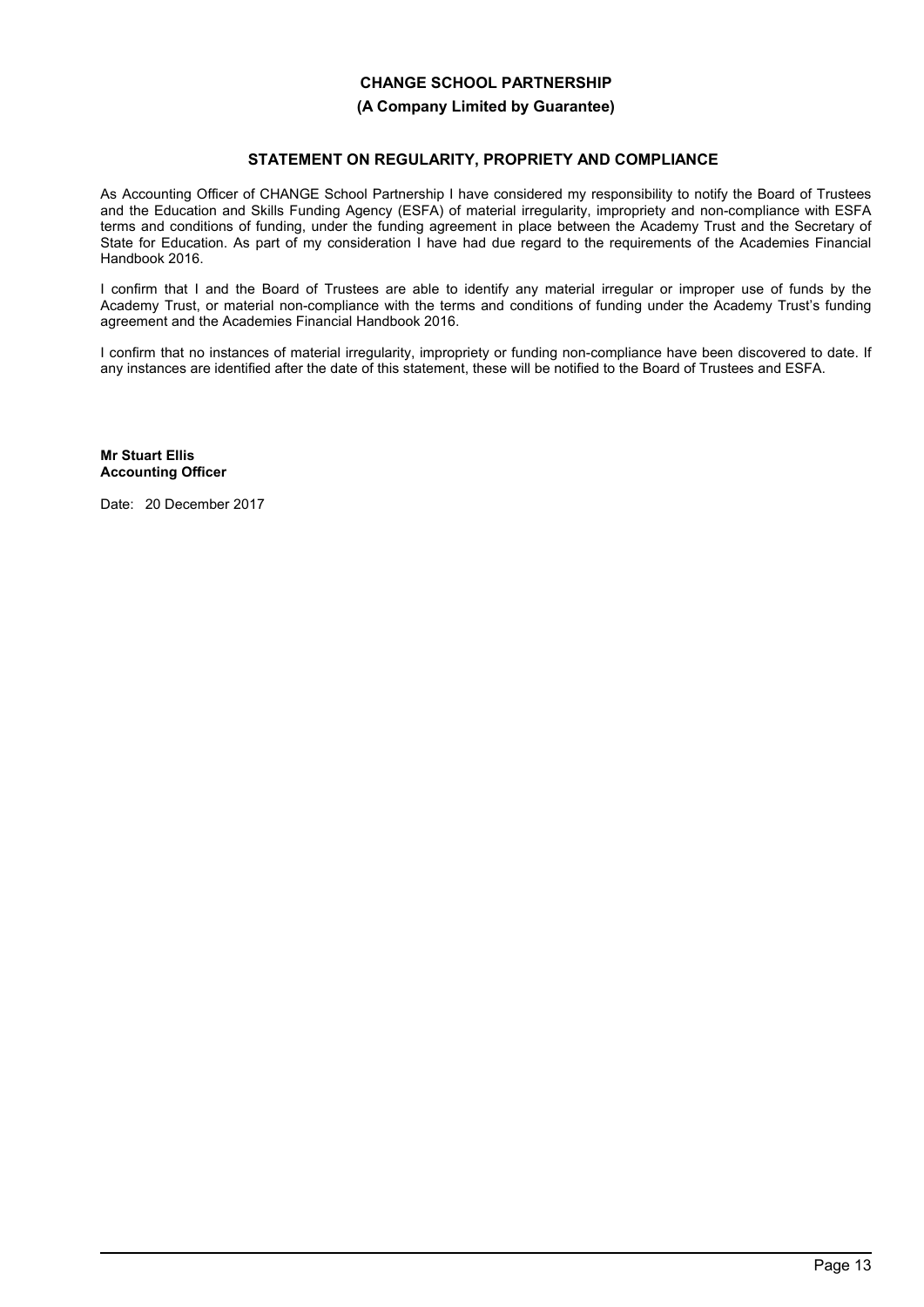**CHANGE SCHOOL PARTNERSHIP**

**(A Company Limited by Guarantee)**

## STATEMENT ON REGULARITY, PROPRIETY AND COMPLIANCE

As Accounting Officer of CHANGE School Partnership I have considered my responsibility to notify the Board of Trustees and the Education and Skills Funding Agency (ESFA) of material irregularity, impropriety and non-compliance with ESFA terms and conditions of funding, under the funding agreement in place between the Academy Trust and the Secretary of State for Education. As part of my consideration I have had due regard to the requirements of the Academies Financial Handbook 2016.

I confirm that I and the Board of Trustees are able to identify any material irregular or improper use of funds by the Academy Trust, or material non-compliance with the terms and conditions of funding under the Academy Trust's funding agreement and the Academies Financial Handbook 2016.

I confirm that no instances of material irregularity, impropriety or funding non-compliance have been discovered to date. If any instances are identified after the date of this statement, these will be notified to the Board of Trustees and ESFA.

**Mr Stuart Ellis**
**Accounting Officer**

Date: 20 December 2017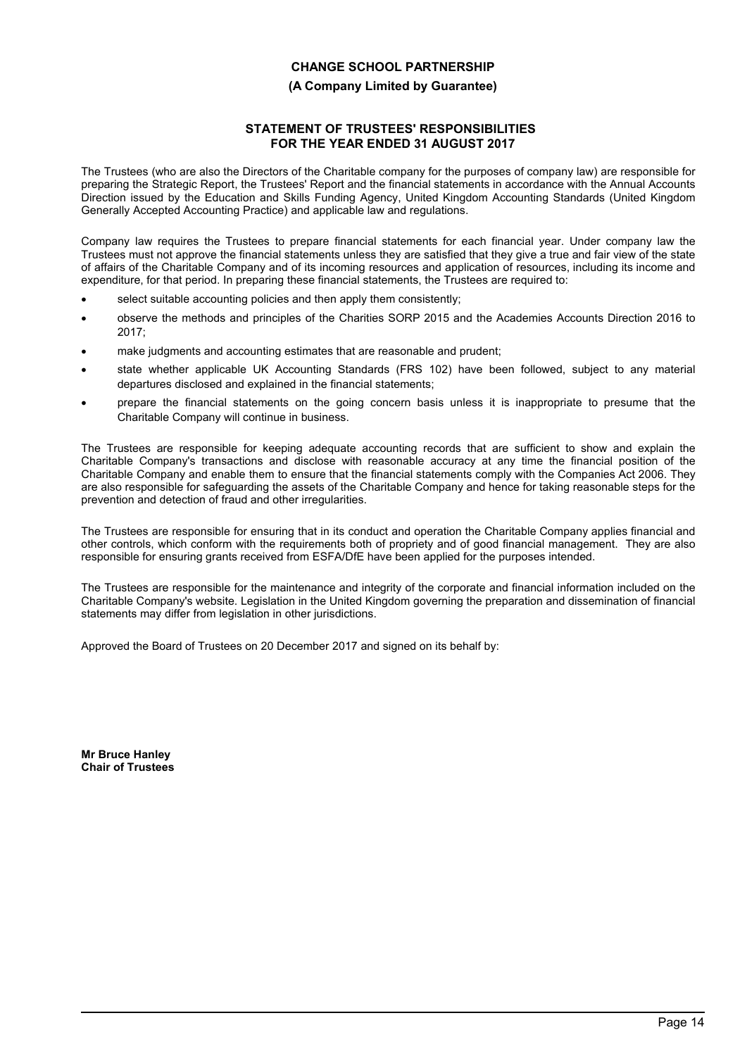**CHANGE SCHOOL PARTNERSHIP**

**(A Company Limited by Guarantee)**

## STATEMENT OF TRUSTEES' RESPONSIBILITIES FOR THE YEAR ENDED 31 AUGUST 2017

The Trustees (who are also the Directors of the Charitable company for the purposes of company law) are responsible for preparing the Strategic Report, the Trustees' Report and the financial statements in accordance with the Annual Accounts Direction issued by the Education and Skills Funding Agency, United Kingdom Accounting Standards (United Kingdom Generally Accepted Accounting Practice) and applicable law and regulations.

Company law requires the Trustees to prepare financial statements for each financial year. Under company law the Trustees must not approve the financial statements unless they are satisfied that they give a true and fair view of the state of affairs of the Charitable Company and of its incoming resources and application of resources, including its income and expenditure, for that period. In preparing these financial statements, the Trustees are required to:

- select suitable accounting policies and then apply them consistently;
- observe the methods and principles of the Charities SORP 2015 and the Academies Accounts Direction 2016 to 2017;
- make judgments and accounting estimates that are reasonable and prudent;
- state whether applicable UK Accounting Standards (FRS 102) have been followed, subject to any material departures disclosed and explained in the financial statements;
- prepare the financial statements on the going concern basis unless it is inappropriate to presume that the Charitable Company will continue in business.

The Trustees are responsible for keeping adequate accounting records that are sufficient to show and explain the Charitable Company's transactions and disclose with reasonable accuracy at any time the financial position of the Charitable Company and enable them to ensure that the financial statements comply with the Companies Act 2006. They are also responsible for safeguarding the assets of the Charitable Company and hence for taking reasonable steps for the prevention and detection of fraud and other irregularities.

The Trustees are responsible for ensuring that in its conduct and operation the Charitable Company applies financial and other controls, which conform with the requirements both of propriety and of good financial management. They are also responsible for ensuring grants received from ESFA/DfE have been applied for the purposes intended.

The Trustees are responsible for the maintenance and integrity of the corporate and financial information included on the Charitable Company's website. Legislation in the United Kingdom governing the preparation and dissemination of financial statements may differ from legislation in other jurisdictions.

Approved the Board of Trustees on 20 December 2017 and signed on its behalf by:

**Mr Bruce Hanley**
**Chair of Trustees**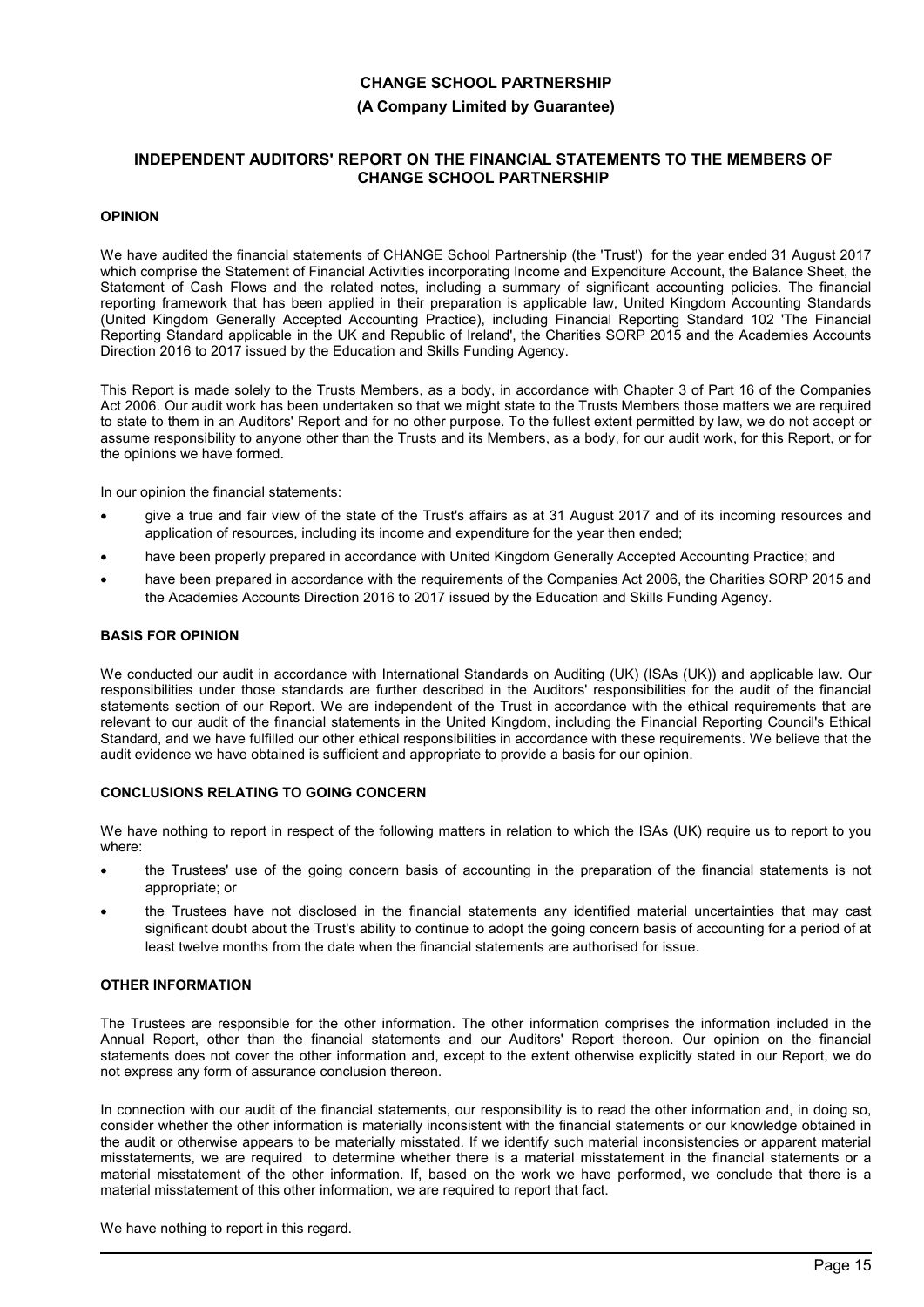**CHANGE SCHOOL PARTNERSHIP**

**(A Company Limited by Guarantee)**

## INDEPENDENT AUDITORS' REPORT ON THE FINANCIAL STATEMENTS TO THE MEMBERS OF CHANGE SCHOOL PARTNERSHIP

### OPINION

We have audited the financial statements of CHANGE School Partnership (the 'Trust') for the year ended 31 August 2017 which comprise the Statement of Financial Activities incorporating Income and Expenditure Account, the Balance Sheet, the Statement of Cash Flows and the related notes, including a summary of significant accounting policies. The financial reporting framework that has been applied in their preparation is applicable law, United Kingdom Accounting Standards (United Kingdom Generally Accepted Accounting Practice), including Financial Reporting Standard 102 'The Financial Reporting Standard applicable in the UK and Republic of Ireland', the Charities SORP 2015 and the Academies Accounts Direction 2016 to 2017 issued by the Education and Skills Funding Agency.

This Report is made solely to the Trusts Members, as a body, in accordance with Chapter 3 of Part 16 of the Companies Act 2006. Our audit work has been undertaken so that we might state to the Trusts Members those matters we are required to state to them in an Auditors' Report and for no other purpose. To the fullest extent permitted by law, we do not accept or assume responsibility to anyone other than the Trusts and its Members, as a body, for our audit work, for this Report, or for the opinions we have formed.

In our opinion the financial statements:

- give a true and fair view of the state of the Trust's affairs as at 31 August 2017 and of its incoming resources and application of resources, including its income and expenditure for the year then ended;
- have been properly prepared in accordance with United Kingdom Generally Accepted Accounting Practice; and
- have been prepared in accordance with the requirements of the Companies Act 2006, the Charities SORP 2015 and the Academies Accounts Direction 2016 to 2017 issued by the Education and Skills Funding Agency.

### BASIS FOR OPINION

We conducted our audit in accordance with International Standards on Auditing (UK) (ISAs (UK)) and applicable law. Our responsibilities under those standards are further described in the Auditors' responsibilities for the audit of the financial statements section of our Report. We are independent of the Trust in accordance with the ethical requirements that are relevant to our audit of the financial statements in the United Kingdom, including the Financial Reporting Council's Ethical Standard, and we have fulfilled our other ethical responsibilities in accordance with these requirements. We believe that the audit evidence we have obtained is sufficient and appropriate to provide a basis for our opinion.

### CONCLUSIONS RELATING TO GOING CONCERN

We have nothing to report in respect of the following matters in relation to which the ISAs (UK) require us to report to you where:

- the Trustees' use of the going concern basis of accounting in the preparation of the financial statements is not appropriate; or
- the Trustees have not disclosed in the financial statements any identified material uncertainties that may cast significant doubt about the Trust's ability to continue to adopt the going concern basis of accounting for a period of at least twelve months from the date when the financial statements are authorised for issue.

### OTHER INFORMATION

The Trustees are responsible for the other information. The other information comprises the information included in the Annual Report, other than the financial statements and our Auditors' Report thereon. Our opinion on the financial statements does not cover the other information and, except to the extent otherwise explicitly stated in our Report, we do not express any form of assurance conclusion thereon.

In connection with our audit of the financial statements, our responsibility is to read the other information and, in doing so, consider whether the other information is materially inconsistent with the financial statements or our knowledge obtained in the audit or otherwise appears to be materially misstated. If we identify such material inconsistencies or apparent material misstatements, we are required to determine whether there is a material misstatement in the financial statements or a material misstatement of the other information. If, based on the work we have performed, we conclude that there is a material misstatement of this other information, we are required to report that fact.

We have nothing to report in this regard.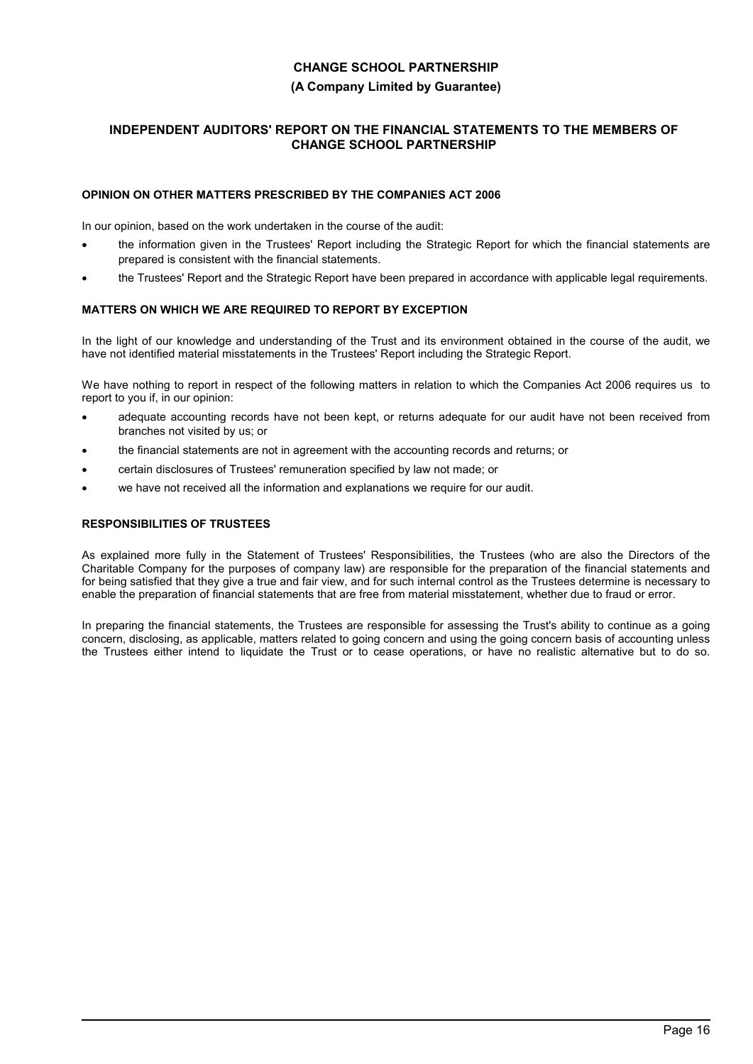**CHANGE SCHOOL PARTNERSHIP**

**(A Company Limited by Guarantee)**

## INDEPENDENT AUDITORS' REPORT ON THE FINANCIAL STATEMENTS TO THE MEMBERS OF CHANGE SCHOOL PARTNERSHIP

### OPINION ON OTHER MATTERS PRESCRIBED BY THE COMPANIES ACT 2006

In our opinion, based on the work undertaken in the course of the audit:

- the information given in the Trustees' Report including the Strategic Report for which the financial statements are prepared is consistent with the financial statements.
- the Trustees' Report and the Strategic Report have been prepared in accordance with applicable legal requirements.

### MATTERS ON WHICH WE ARE REQUIRED TO REPORT BY EXCEPTION

In the light of our knowledge and understanding of the Trust and its environment obtained in the course of the audit, we have not identified material misstatements in the Trustees' Report including the Strategic Report.

We have nothing to report in respect of the following matters in relation to which the Companies Act 2006 requires us to report to you if, in our opinion:

- adequate accounting records have not been kept, or returns adequate for our audit have not been received from branches not visited by us; or
- the financial statements are not in agreement with the accounting records and returns; or
- certain disclosures of Trustees' remuneration specified by law not made; or
- we have not received all the information and explanations we require for our audit.

### RESPONSIBILITIES OF TRUSTEES

As explained more fully in the Statement of Trustees' Responsibilities, the Trustees (who are also the Directors of the Charitable Company for the purposes of company law) are responsible for the preparation of the financial statements and for being satisfied that they give a true and fair view, and for such internal control as the Trustees determine is necessary to enable the preparation of financial statements that are free from material misstatement, whether due to fraud or error.

In preparing the financial statements, the Trustees are responsible for assessing the Trust's ability to continue as a going concern, disclosing, as applicable, matters related to going concern and using the going concern basis of accounting unless the Trustees either intend to liquidate the Trust or to cease operations, or have no realistic alternative but to do so.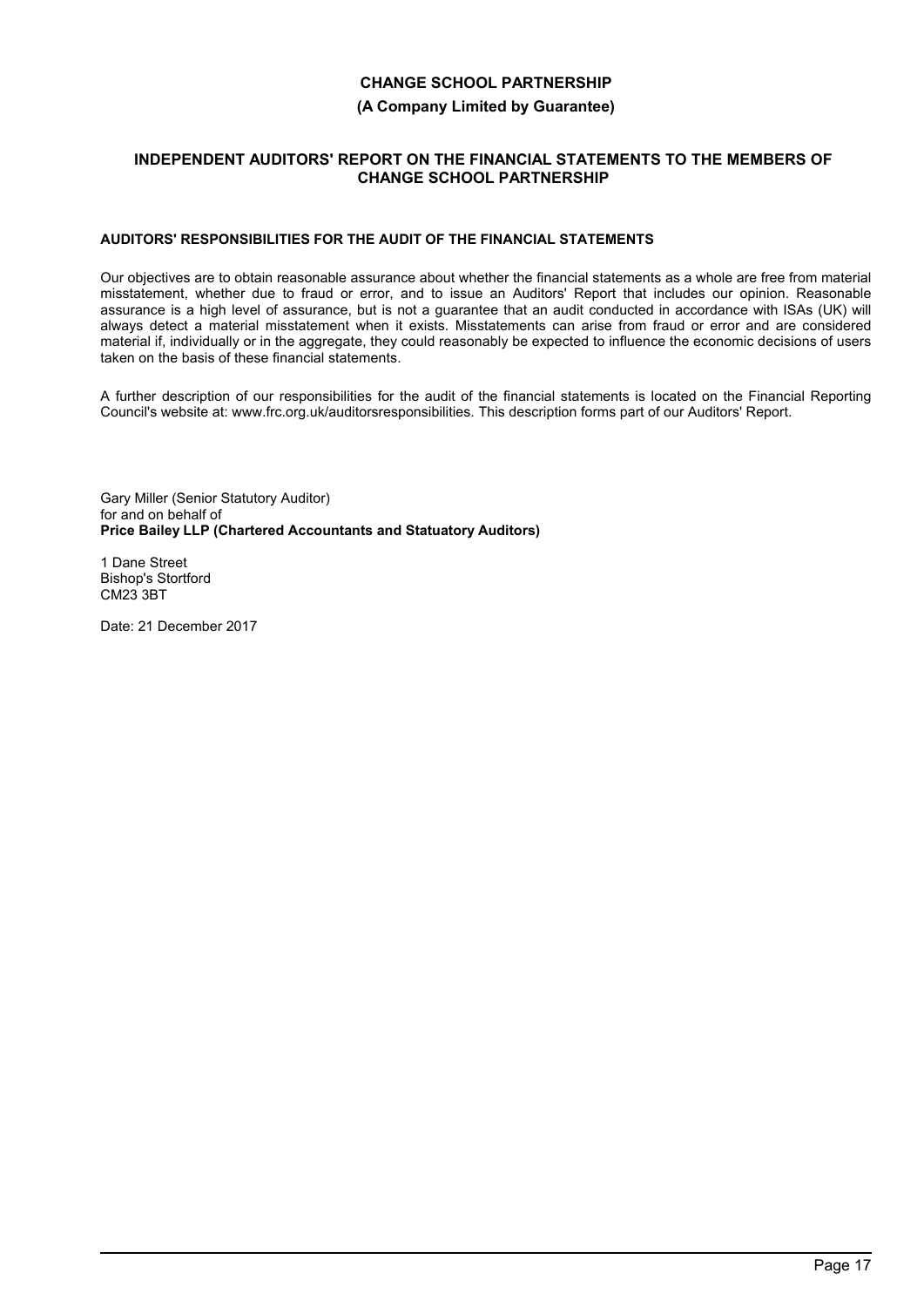## INDEPENDENT AUDITORS' REPORT ON THE FINANCIAL STATEMENTS TO THE MEMBERS OF CHANGE SCHOOL PARTNERSHIP

### AUDITORS' RESPONSIBILITIES FOR THE AUDIT OF THE FINANCIAL STATEMENTS

Our objectives are to obtain reasonable assurance about whether the financial statements as a whole are free from material misstatement, whether due to fraud or error, and to issue an Auditors' Report that includes our opinion. Reasonable assurance is a high level of assurance, but is not a guarantee that an audit conducted in accordance with ISAs (UK) will always detect a material misstatement when it exists. Misstatements can arise from fraud or error and are considered material if, individually or in the aggregate, they could reasonably be expected to influence the economic decisions of users taken on the basis of these financial statements.

A further description of our responsibilities for the audit of the financial statements is located on the Financial Reporting Council's website at: www.frc.org.uk/auditorsresponsibilities. This description forms part of our Auditors' Report.

Gary Miller (Senior Statutory Auditor)
for and on behalf of
**Price Bailey LLP (Chartered Accountants and Statuatory Auditors)**

1 Dane Street
Bishop's Stortford
CM23 3BT

Date: 21 December 2017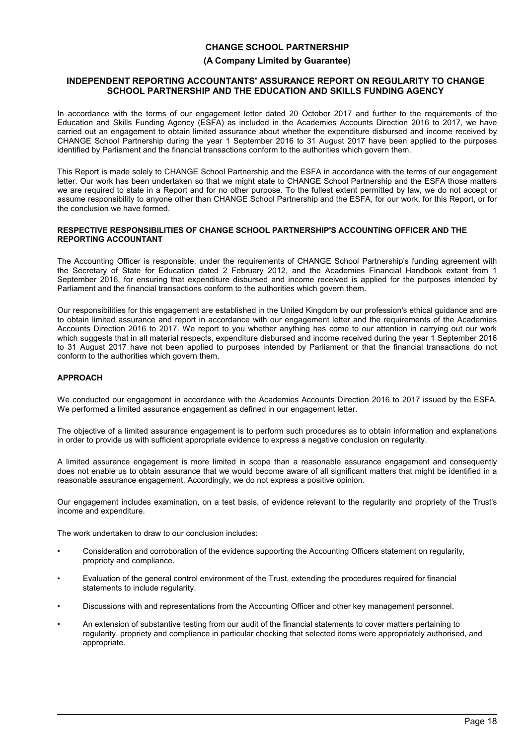**CHANGE SCHOOL PARTNERSHIP**

**(A Company Limited by Guarantee)**

## INDEPENDENT REPORTING ACCOUNTANTS' ASSURANCE REPORT ON REGULARITY TO CHANGE SCHOOL PARTNERSHIP AND THE EDUCATION AND SKILLS FUNDING AGENCY

In accordance with the terms of our engagement letter dated 20 October 2017 and further to the requirements of the Education and Skills Funding Agency (ESFA) as included in the Academies Accounts Direction 2016 to 2017, we have carried out an engagement to obtain limited assurance about whether the expenditure disbursed and income received by CHANGE School Partnership during the year 1 September 2016 to 31 August 2017 have been applied to the purposes identified by Parliament and the financial transactions conform to the authorities which govern them.

This Report is made solely to CHANGE School Partnership and the ESFA in accordance with the terms of our engagement letter. Our work has been undertaken so that we might state to CHANGE School Partnership and the ESFA those matters we are required to state in a Report and for no other purpose. To the fullest extent permitted by law, we do not accept or assume responsibility to anyone other than CHANGE School Partnership and the ESFA, for our work, for this Report, or for the conclusion we have formed.

### RESPECTIVE RESPONSIBILITIES OF CHANGE SCHOOL PARTNERSHIP'S ACCOUNTING OFFICER AND THE REPORTING ACCOUNTANT

The Accounting Officer is responsible, under the requirements of CHANGE School Partnership's funding agreement with the Secretary of State for Education dated 2 February 2012, and the Academies Financial Handbook extant from 1 September 2016, for ensuring that expenditure disbursed and income received is applied for the purposes intended by Parliament and the financial transactions conform to the authorities which govern them.

Our responsibilities for this engagement are established in the United Kingdom by our profession's ethical guidance and are to obtain limited assurance and report in accordance with our engagement letter and the requirements of the Academies Accounts Direction 2016 to 2017. We report to you whether anything has come to our attention in carrying out our work which suggests that in all material respects, expenditure disbursed and income received during the year 1 September 2016 to 31 August 2017 have not been applied to purposes intended by Parliament or that the financial transactions do not conform to the authorities which govern them.

### APPROACH

We conducted our engagement in accordance with the Academies Accounts Direction 2016 to 2017 issued by the ESFA. We performed a limited assurance engagement as defined in our engagement letter.

The objective of a limited assurance engagement is to perform such procedures as to obtain information and explanations in order to provide us with sufficient appropriate evidence to express a negative conclusion on regularity.

A limited assurance engagement is more limited in scope than a reasonable assurance engagement and consequently does not enable us to obtain assurance that we would become aware of all significant matters that might be identified in a reasonable assurance engagement. Accordingly, we do not express a positive opinion.

Our engagement includes examination, on a test basis, of evidence relevant to the regularity and propriety of the Trust's income and expenditure.

The work undertaken to draw to our conclusion includes:

- Consideration and corroboration of the evidence supporting the Accounting Officers statement on regularity, propriety and compliance.
- Evaluation of the general control environment of the Trust, extending the procedures required for financial statements to include regularity.
- Discussions with and representations from the Accounting Officer and other key management personnel.
- An extension of substantive testing from our audit of the financial statements to cover matters pertaining to regularity, propriety and compliance in particular checking that selected items were appropriately authorised, and appropriate.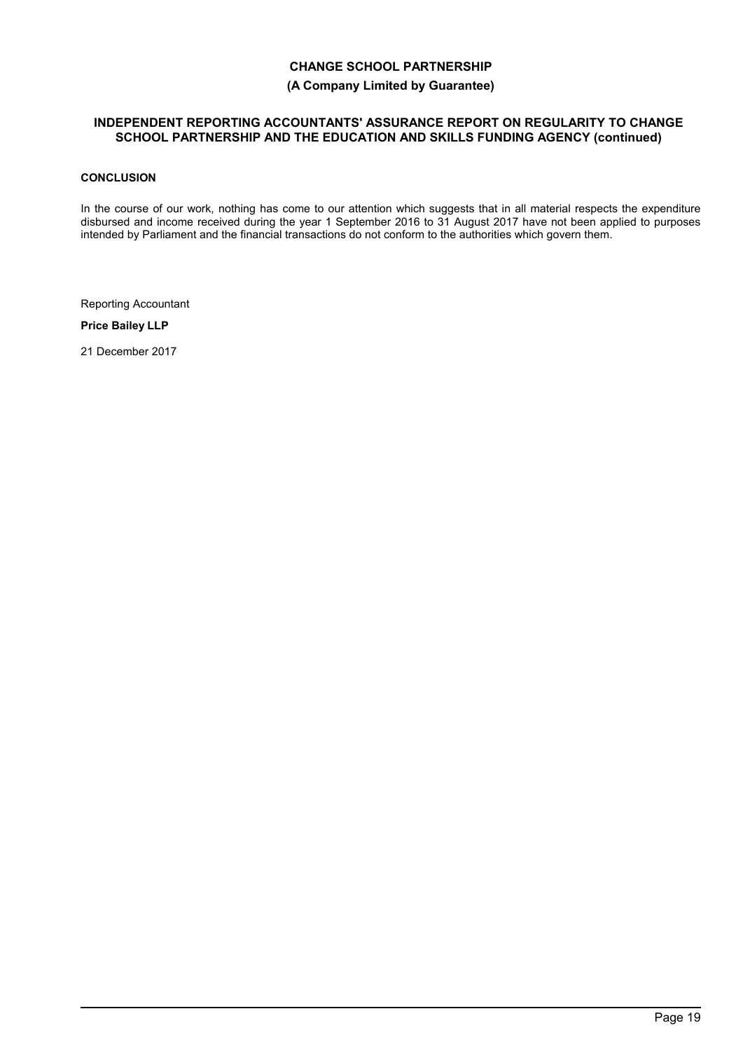**CHANGE SCHOOL PARTNERSHIP**

**(A Company Limited by Guarantee)**

**INDEPENDENT REPORTING ACCOUNTANTS' ASSURANCE REPORT ON REGULARITY TO CHANGE SCHOOL PARTNERSHIP AND THE EDUCATION AND SKILLS FUNDING AGENCY (continued)**

**CONCLUSION**

In the course of our work, nothing has come to our attention which suggests that in all material respects the expenditure disbursed and income received during the year 1 September 2016 to 31 August 2017 have not been applied to purposes intended by Parliament and the financial transactions do not conform to the authorities which govern them.

Reporting Accountant

**Price Bailey LLP**

21 December 2017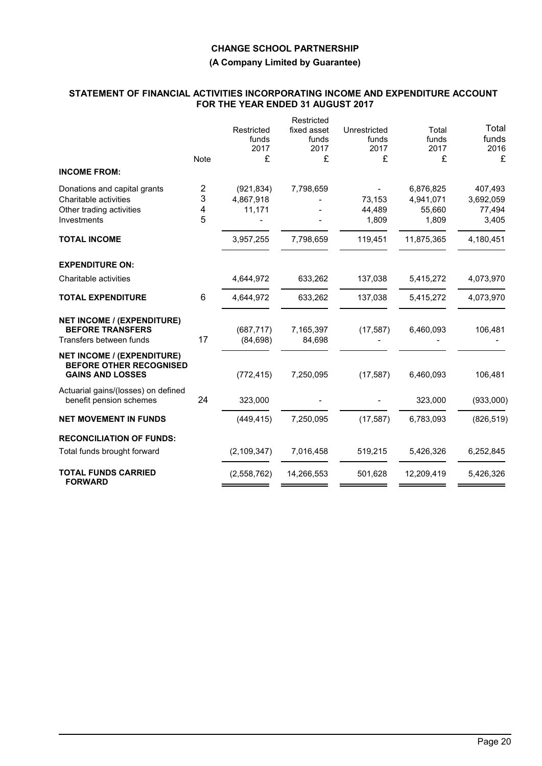**CHANGE SCHOOL PARTNERSHIP**

**(A Company Limited by Guarantee)**

**STATEMENT OF FINANCIAL ACTIVITIES INCORPORATING INCOME AND EXPENDITURE ACCOUNT FOR THE YEAR ENDED 31 AUGUST 2017**

| | Note | Restricted funds 2017 £ | Restricted fixed asset funds 2017 £ | Unrestricted funds 2017 £ | Total funds 2017 £ | Total funds 2016 £ |
|---|---|---|---|---|---|---|
| **INCOME FROM:** | | | | | | |
| Donations and capital grants | 2 | (921,834) | 7,798,659 | - | 6,876,825 | 407,493 |
| Charitable activities | 3 | 4,867,918 | - | 73,153 | 4,941,071 | 3,692,059 |
| Other trading activities | 4 | 11,171 | - | 44,489 | 55,660 | 77,494 |
| Investments | 5 | - | - | 1,809 | 1,809 | 3,405 |
| **TOTAL INCOME** | | 3,957,255 | 7,798,659 | 119,451 | 11,875,365 | 4,180,451 |
| **EXPENDITURE ON:** | | | | | | |
| Charitable activities | | 4,644,972 | 633,262 | 137,038 | 5,415,272 | 4,073,970 |
| **TOTAL EXPENDITURE** | 6 | 4,644,972 | 633,262 | 137,038 | 5,415,272 | 4,073,970 |
| **NET INCOME / (EXPENDITURE) BEFORE TRANSFERS** | | (687,717) | 7,165,397 | (17,587) | 6,460,093 | 106,481 |
| Transfers between funds | 17 | (84,698) | 84,698 | - | - | - |
| **NET INCOME / (EXPENDITURE) BEFORE OTHER RECOGNISED GAINS AND LOSSES** | | (772,415) | 7,250,095 | (17,587) | 6,460,093 | 106,481 |
| Actuarial gains/(losses) on defined benefit pension schemes | 24 | 323,000 | - | - | 323,000 | (933,000) |
| **NET MOVEMENT IN FUNDS** | | (449,415) | 7,250,095 | (17,587) | 6,783,093 | (826,519) |
| **RECONCILIATION OF FUNDS:** | | | | | | |
| Total funds brought forward | | (2,109,347) | 7,016,458 | 519,215 | 5,426,326 | 6,252,845 |
| **TOTAL FUNDS CARRIED FORWARD** | | (2,558,762) | 14,266,553 | 501,628 | 12,209,419 | 5,426,326 |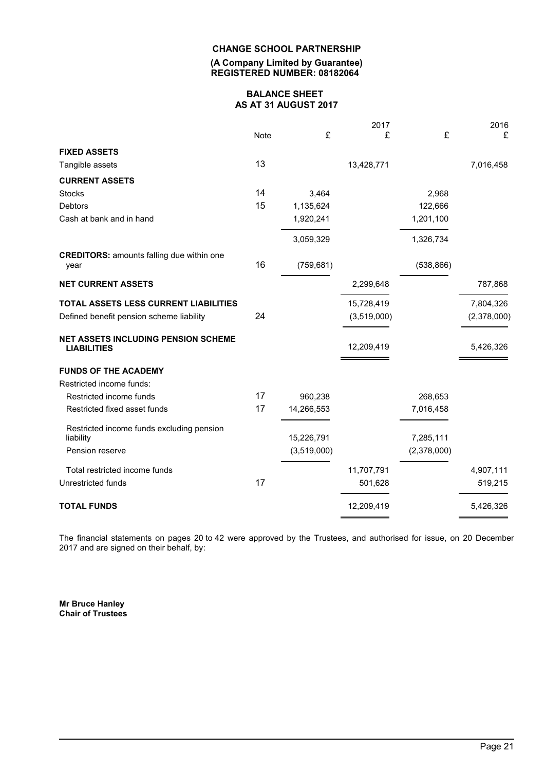**CHANGE SCHOOL PARTNERSHIP**

**(A Company Limited by Guarantee)**
**REGISTERED NUMBER: 08182064**

## BALANCE SHEET
## AS AT 31 AUGUST 2017

| | Note | £ | 2017 £ | £ | 2016 £ |
|---|---|---|---|---|---|
| **FIXED ASSETS** | | | | | |
| Tangible assets | 13 | | 13,428,771 | | 7,016,458 |
| **CURRENT ASSETS** | | | | | |
| Stocks | 14 | 3,464 | | 2,968 | |
| Debtors | 15 | 1,135,624 | | 122,666 | |
| Cash at bank and in hand | | 1,920,241 | | 1,201,100 | |
| | | 3,059,329 | | 1,326,734 | |
| **CREDITORS:** amounts falling due within one year | 16 | (759,681) | | (538,866) | |
| **NET CURRENT ASSETS** | | | 2,299,648 | | 787,868 |
| **TOTAL ASSETS LESS CURRENT LIABILITIES** | | | 15,728,419 | | 7,804,326 |
| Defined benefit pension scheme liability | 24 | | (3,519,000) | | (2,378,000) |
| **NET ASSETS INCLUDING PENSION SCHEME LIABILITIES** | | | 12,209,419 | | 5,426,326 |
| **FUNDS OF THE ACADEMY** | | | | | |
| Restricted income funds: | | | | | |
| Restricted income funds | 17 | 960,238 | | 268,653 | |
| Restricted fixed asset funds | 17 | 14,266,553 | | 7,016,458 | |
| Restricted income funds excluding pension liability | | 15,226,791 | | 7,285,111 | |
| Pension reserve | | (3,519,000) | | (2,378,000) | |
| Total restricted income funds | | | 11,707,791 | | 4,907,111 |
| Unrestricted funds | 17 | | 501,628 | | 519,215 |
| **TOTAL FUNDS** | | | 12,209,419 | | 5,426,326 |

The financial statements on pages 20 to 42 were approved by the Trustees, and authorised for issue, on 20 December 2017 and are signed on their behalf, by:

**Mr Bruce Hanley**
**Chair of Trustees**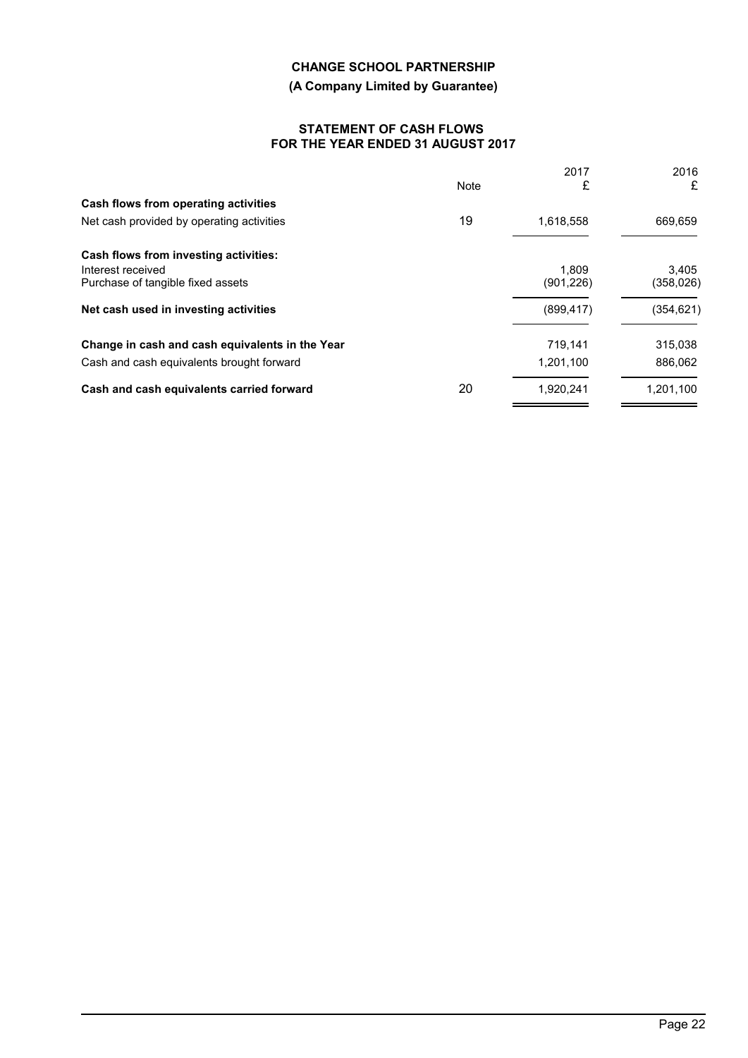**CHANGE SCHOOL PARTNERSHIP**

**(A Company Limited by Guarantee)**

**STATEMENT OF CASH FLOWS FOR THE YEAR ENDED 31 AUGUST 2017**

| | Note | 2017 £ | 2016 £ |
|---|---|---|---|
| **Cash flows from operating activities** | | | |
| Net cash provided by operating activities | 19 | 1,618,558 | 669,659 |
| **Cash flows from investing activities:** | | | |
| Interest received | | 1,809 | 3,405 |
| Purchase of tangible fixed assets | | (901,226) | (358,026) |
| **Net cash used in investing activities** | | (899,417) | (354,621) |
| **Change in cash and cash equivalents in the Year** | | 719,141 | 315,038 |
| Cash and cash equivalents brought forward | | 1,201,100 | 886,062 |
| **Cash and cash equivalents carried forward** | 20 | 1,920,241 | 1,201,100 |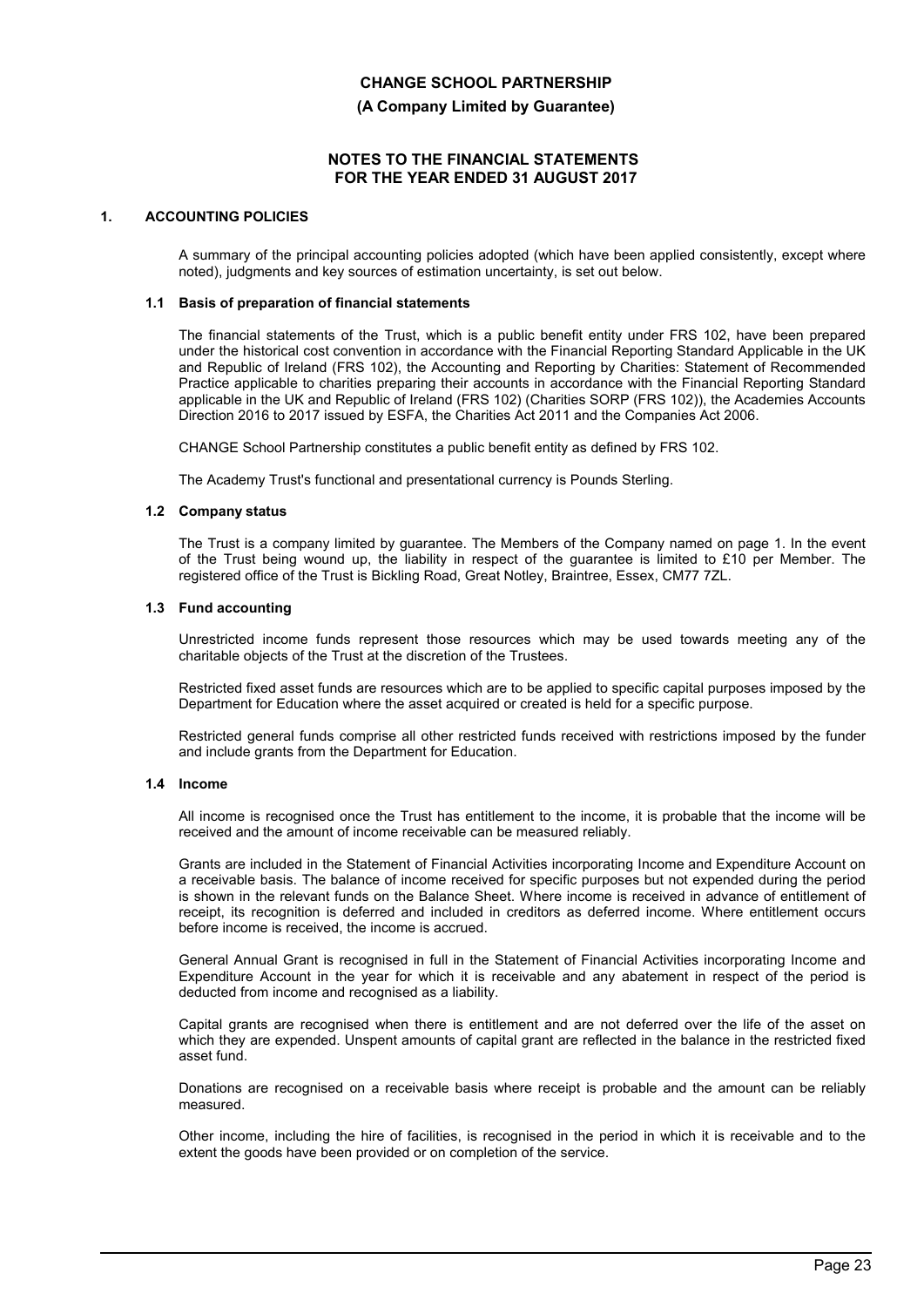# CHANGE SCHOOL PARTNERSHIP

**(A Company Limited by Guarantee)**

**NOTES TO THE FINANCIAL STATEMENTS FOR THE YEAR ENDED 31 AUGUST 2017**

## 1. ACCOUNTING POLICIES

A summary of the principal accounting policies adopted (which have been applied consistently, except where noted), judgments and key sources of estimation uncertainty, is set out below.

### 1.1 Basis of preparation of financial statements

The financial statements of the Trust, which is a public benefit entity under FRS 102, have been prepared under the historical cost convention in accordance with the Financial Reporting Standard Applicable in the UK and Republic of Ireland (FRS 102), the Accounting and Reporting by Charities: Statement of Recommended Practice applicable to charities preparing their accounts in accordance with the Financial Reporting Standard applicable in the UK and Republic of Ireland (FRS 102) (Charities SORP (FRS 102)), the Academies Accounts Direction 2016 to 2017 issued by ESFA, the Charities Act 2011 and the Companies Act 2006.

CHANGE School Partnership constitutes a public benefit entity as defined by FRS 102.

The Academy Trust's functional and presentational currency is Pounds Sterling.

### 1.2 Company status

The Trust is a company limited by guarantee. The Members of the Company named on page 1. In the event of the Trust being wound up, the liability in respect of the guarantee is limited to £10 per Member. The registered office of the Trust is Bickling Road, Great Notley, Braintree, Essex, CM77 7ZL.

### 1.3 Fund accounting

Unrestricted income funds represent those resources which may be used towards meeting any of the charitable objects of the Trust at the discretion of the Trustees.

Restricted fixed asset funds are resources which are to be applied to specific capital purposes imposed by the Department for Education where the asset acquired or created is held for a specific purpose.

Restricted general funds comprise all other restricted funds received with restrictions imposed by the funder and include grants from the Department for Education.

### 1.4 Income

All income is recognised once the Trust has entitlement to the income, it is probable that the income will be received and the amount of income receivable can be measured reliably.

Grants are included in the Statement of Financial Activities incorporating Income and Expenditure Account on a receivable basis. The balance of income received for specific purposes but not expended during the period is shown in the relevant funds on the Balance Sheet. Where income is received in advance of entitlement of receipt, its recognition is deferred and included in creditors as deferred income. Where entitlement occurs before income is received, the income is accrued.

General Annual Grant is recognised in full in the Statement of Financial Activities incorporating Income and Expenditure Account in the year for which it is receivable and any abatement in respect of the period is deducted from income and recognised as a liability.

Capital grants are recognised when there is entitlement and are not deferred over the life of the asset on which they are expended. Unspent amounts of capital grant are reflected in the balance in the restricted fixed asset fund.

Donations are recognised on a receivable basis where receipt is probable and the amount can be reliably measured.

Other income, including the hire of facilities, is recognised in the period in which it is receivable and to the extent the goods have been provided or on completion of the service.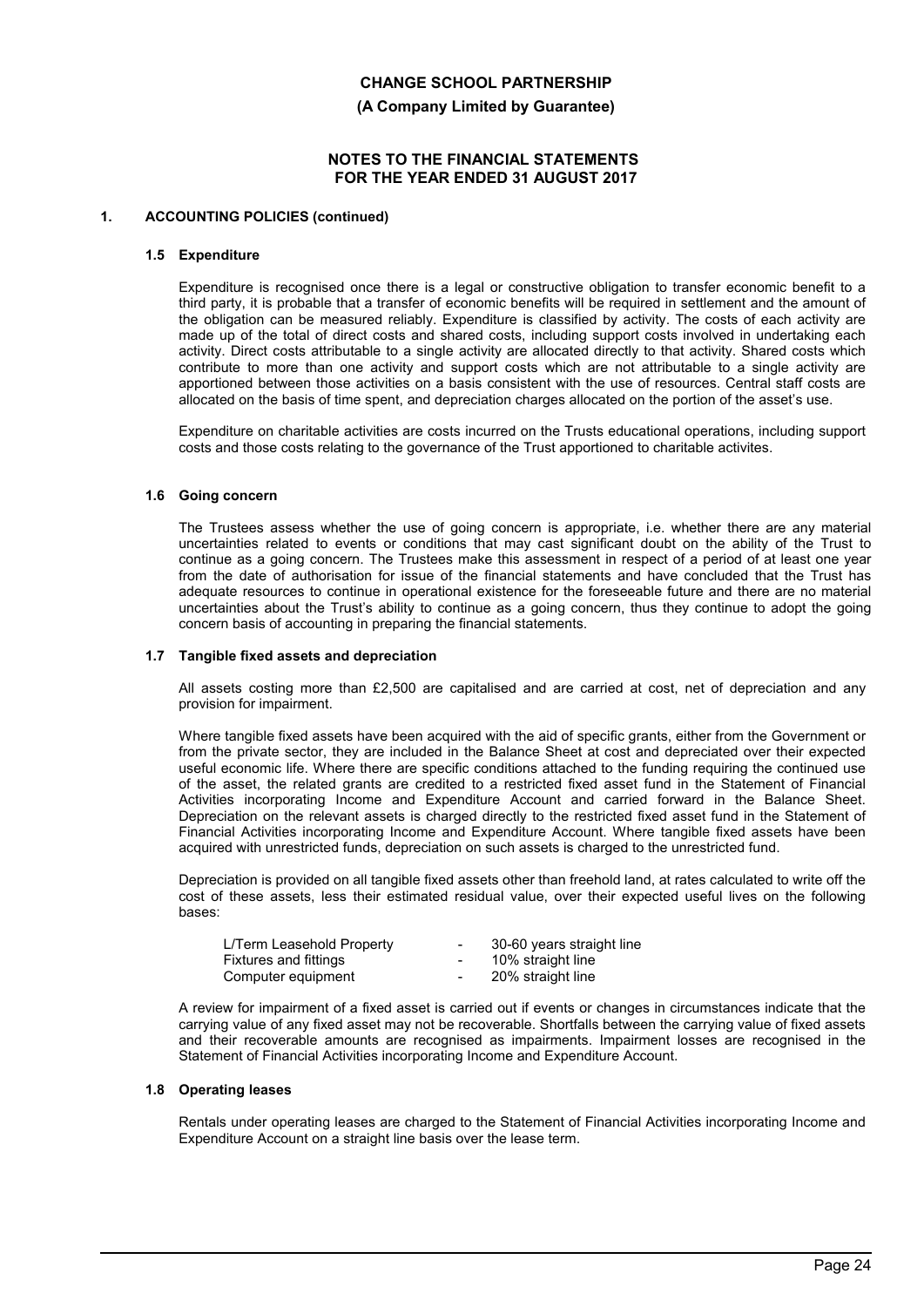# CHANGE SCHOOL PARTNERSHIP

**(A Company Limited by Guarantee)**

**NOTES TO THE FINANCIAL STATEMENTS FOR THE YEAR ENDED 31 AUGUST 2017**

## 1. ACCOUNTING POLICIES (continued)

### 1.5 Expenditure

Expenditure is recognised once there is a legal or constructive obligation to transfer economic benefit to a third party, it is probable that a transfer of economic benefits will be required in settlement and the amount of the obligation can be measured reliably. Expenditure is classified by activity. The costs of each activity are made up of the total of direct costs and shared costs, including support costs involved in undertaking each activity. Direct costs attributable to a single activity are allocated directly to that activity. Shared costs which contribute to more than one activity and support costs which are not attributable to a single activity are apportioned between those activities on a basis consistent with the use of resources. Central staff costs are allocated on the basis of time spent, and depreciation charges allocated on the portion of the asset's use.

Expenditure on charitable activities are costs incurred on the Trusts educational operations, including support costs and those costs relating to the governance of the Trust apportioned to charitable activites.

### 1.6 Going concern

The Trustees assess whether the use of going concern is appropriate, i.e. whether there are any material uncertainties related to events or conditions that may cast significant doubt on the ability of the Trust to continue as a going concern. The Trustees make this assessment in respect of a period of at least one year from the date of authorisation for issue of the financial statements and have concluded that the Trust has adequate resources to continue in operational existence for the foreseeable future and there are no material uncertainties about the Trust's ability to continue as a going concern, thus they continue to adopt the going concern basis of accounting in preparing the financial statements.

### 1.7 Tangible fixed assets and depreciation

All assets costing more than £2,500 are capitalised and are carried at cost, net of depreciation and any provision for impairment.

Where tangible fixed assets have been acquired with the aid of specific grants, either from the Government or from the private sector, they are included in the Balance Sheet at cost and depreciated over their expected useful economic life. Where there are specific conditions attached to the funding requiring the continued use of the asset, the related grants are credited to a restricted fixed asset fund in the Statement of Financial Activities incorporating Income and Expenditure Account and carried forward in the Balance Sheet. Depreciation on the relevant assets is charged directly to the restricted fixed asset fund in the Statement of Financial Activities incorporating Income and Expenditure Account. Where tangible fixed assets have been acquired with unrestricted funds, depreciation on such assets is charged to the unrestricted fund.

Depreciation is provided on all tangible fixed assets other than freehold land, at rates calculated to write off the cost of these assets, less their estimated residual value, over their expected useful lives on the following bases:

| | | |
|---|---|---|
| L/Term Leasehold Property | - | 30-60 years straight line |
| Fixtures and fittings | - | 10% straight line |
| Computer equipment | - | 20% straight line |

A review for impairment of a fixed asset is carried out if events or changes in circumstances indicate that the carrying value of any fixed asset may not be recoverable. Shortfalls between the carrying value of fixed assets and their recoverable amounts are recognised as impairments. Impairment losses are recognised in the Statement of Financial Activities incorporating Income and Expenditure Account.

### 1.8 Operating leases

Rentals under operating leases are charged to the Statement of Financial Activities incorporating Income and Expenditure Account on a straight line basis over the lease term.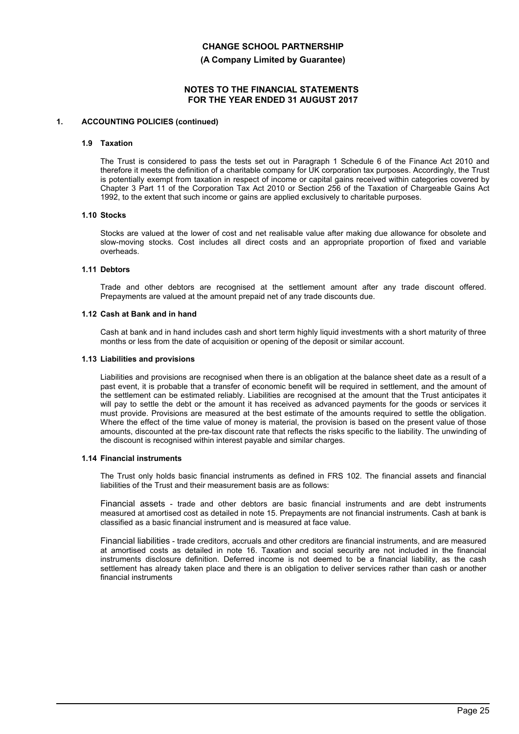**CHANGE SCHOOL PARTNERSHIP**

**(A Company Limited by Guarantee)**

**NOTES TO THE FINANCIAL STATEMENTS FOR THE YEAR ENDED 31 AUGUST 2017**

## 1. ACCOUNTING POLICIES (continued)

### 1.9 Taxation

The Trust is considered to pass the tests set out in Paragraph 1 Schedule 6 of the Finance Act 2010 and therefore it meets the definition of a charitable company for UK corporation tax purposes. Accordingly, the Trust is potentially exempt from taxation in respect of income or capital gains received within categories covered by Chapter 3 Part 11 of the Corporation Tax Act 2010 or Section 256 of the Taxation of Chargeable Gains Act 1992, to the extent that such income or gains are applied exclusively to charitable purposes.

### 1.10 Stocks

Stocks are valued at the lower of cost and net realisable value after making due allowance for obsolete and slow-moving stocks. Cost includes all direct costs and an appropriate proportion of fixed and variable overheads.

### 1.11 Debtors

Trade and other debtors are recognised at the settlement amount after any trade discount offered. Prepayments are valued at the amount prepaid net of any trade discounts due.

### 1.12 Cash at Bank and in hand

Cash at bank and in hand includes cash and short term highly liquid investments with a short maturity of three months or less from the date of acquisition or opening of the deposit or similar account.

### 1.13 Liabilities and provisions

Liabilities and provisions are recognised when there is an obligation at the balance sheet date as a result of a past event, it is probable that a transfer of economic benefit will be required in settlement, and the amount of the settlement can be estimated reliably. Liabilities are recognised at the amount that the Trust anticipates it will pay to settle the debt or the amount it has received as advanced payments for the goods or services it must provide. Provisions are measured at the best estimate of the amounts required to settle the obligation. Where the effect of the time value of money is material, the provision is based on the present value of those amounts, discounted at the pre-tax discount rate that reflects the risks specific to the liability. The unwinding of the discount is recognised within interest payable and similar charges.

### 1.14 Financial instruments

The Trust only holds basic financial instruments as defined in FRS 102. The financial assets and financial liabilities of the Trust and their measurement basis are as follows:

Financial assets - trade and other debtors are basic financial instruments and are debt instruments measured at amortised cost as detailed in note 15. Prepayments are not financial instruments. Cash at bank is classified as a basic financial instrument and is measured at face value.

Financial liabilities - trade creditors, accruals and other creditors are financial instruments, and are measured at amortised costs as detailed in note 16. Taxation and social security are not included in the financial instruments disclosure definition. Deferred income is not deemed to be a financial liability, as the cash settlement has already taken place and there is an obligation to deliver services rather than cash or another financial instruments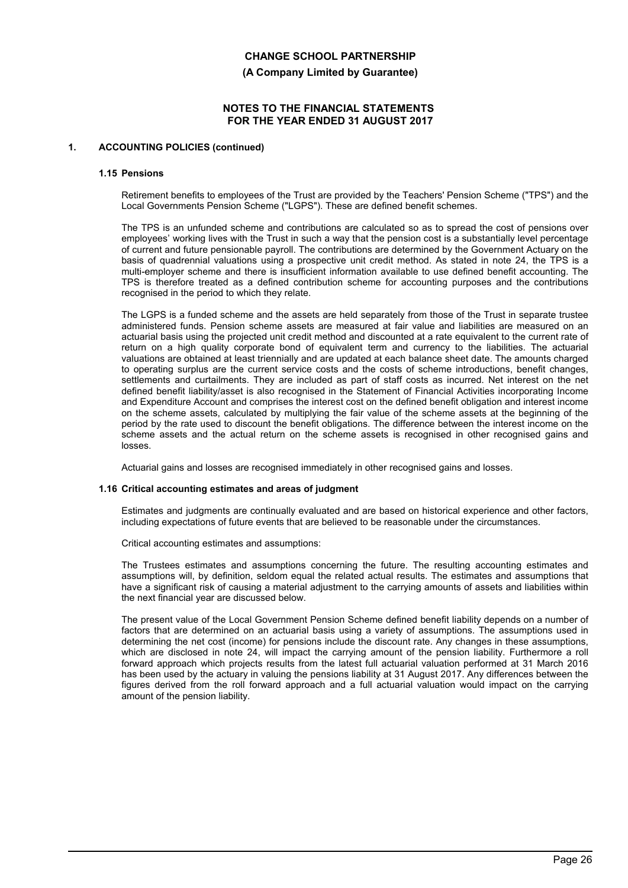## 1. ACCOUNTING POLICIES (continued)

### 1.15 Pensions

Retirement benefits to employees of the Trust are provided by the Teachers' Pension Scheme ("TPS") and the Local Governments Pension Scheme ("LGPS"). These are defined benefit schemes.

The TPS is an unfunded scheme and contributions are calculated so as to spread the cost of pensions over employees' working lives with the Trust in such a way that the pension cost is a substantially level percentage of current and future pensionable payroll. The contributions are determined by the Government Actuary on the basis of quadrennial valuations using a prospective unit credit method. As stated in note 24, the TPS is a multi-employer scheme and there is insufficient information available to use defined benefit accounting. The TPS is therefore treated as a defined contribution scheme for accounting purposes and the contributions recognised in the period to which they relate.

The LGPS is a funded scheme and the assets are held separately from those of the Trust in separate trustee administered funds. Pension scheme assets are measured at fair value and liabilities are measured on an actuarial basis using the projected unit credit method and discounted at a rate equivalent to the current rate of return on a high quality corporate bond of equivalent term and currency to the liabilities. The actuarial valuations are obtained at least triennially and are updated at each balance sheet date. The amounts charged to operating surplus are the current service costs and the costs of scheme introductions, benefit changes, settlements and curtailments. They are included as part of staff costs as incurred. Net interest on the net defined benefit liability/asset is also recognised in the Statement of Financial Activities incorporating Income and Expenditure Account and comprises the interest cost on the defined benefit obligation and interest income on the scheme assets, calculated by multiplying the fair value of the scheme assets at the beginning of the period by the rate used to discount the benefit obligations. The difference between the interest income on the scheme assets and the actual return on the scheme assets is recognised in other recognised gains and losses.

Actuarial gains and losses are recognised immediately in other recognised gains and losses.

### 1.16 Critical accounting estimates and areas of judgment

Estimates and judgments are continually evaluated and are based on historical experience and other factors, including expectations of future events that are believed to be reasonable under the circumstances.

Critical accounting estimates and assumptions:

The Trustees estimates and assumptions concerning the future. The resulting accounting estimates and assumptions will, by definition, seldom equal the related actual results. The estimates and assumptions that have a significant risk of causing a material adjustment to the carrying amounts of assets and liabilities within the next financial year are discussed below.

The present value of the Local Government Pension Scheme defined benefit liability depends on a number of factors that are determined on an actuarial basis using a variety of assumptions. The assumptions used in determining the net cost (income) for pensions include the discount rate. Any changes in these assumptions, which are disclosed in note 24, will impact the carrying amount of the pension liability. Furthermore a roll forward approach which projects results from the latest full actuarial valuation performed at 31 March 2016 has been used by the actuary in valuing the pensions liability at 31 August 2017. Any differences between the figures derived from the roll forward approach and a full actuarial valuation would impact on the carrying amount of the pension liability.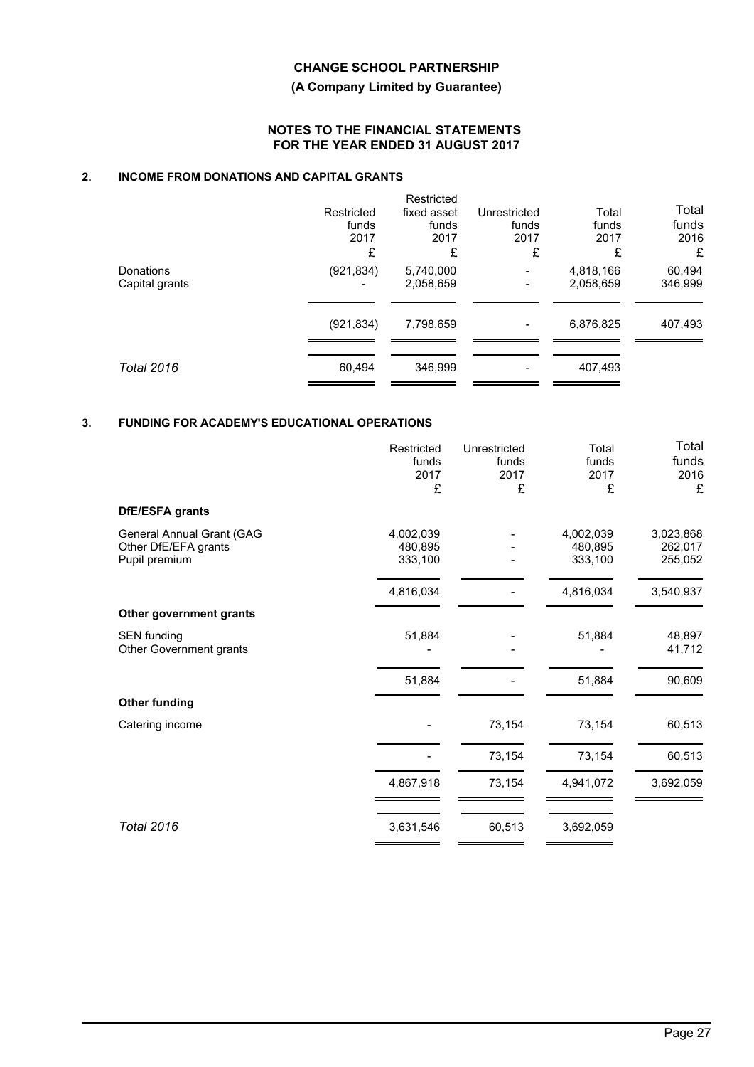# CHANGE SCHOOL PARTNERSHIP

**(A Company Limited by Guarantee)**

**NOTES TO THE FINANCIAL STATEMENTS FOR THE YEAR ENDED 31 AUGUST 2017**

## 2. INCOME FROM DONATIONS AND CAPITAL GRANTS

| | Restricted funds 2017 £ | Restricted fixed asset funds 2017 £ | Unrestricted funds 2017 £ | Total funds 2017 £ | Total funds 2016 £ |
|---|---|---|---|---|---|
| Donations | (921,834) | 5,740,000 | - | 4,818,166 | 60,494 |
| Capital grants | - | 2,058,659 | - | 2,058,659 | 346,999 |
| | (921,834) | 7,798,659 | - | 6,876,825 | 407,493 |
| *Total 2016* | 60,494 | 346,999 | - | 407,493 | |

## 3. FUNDING FOR ACADEMY'S EDUCATIONAL OPERATIONS

| | Restricted funds 2017 £ | Unrestricted funds 2017 £ | Total funds 2017 £ | Total funds 2016 £ |
|---|---|---|---|---|
| **DfE/ESFA grants** | | | | |
| General Annual Grant (GAG | 4,002,039 | - | 4,002,039 | 3,023,868 |
| Other DfE/EFA grants | 480,895 | - | 480,895 | 262,017 |
| Pupil premium | 333,100 | - | 333,100 | 255,052 |
| | 4,816,034 | - | 4,816,034 | 3,540,937 |
| **Other government grants** | | | | |
| SEN funding | 51,884 | - | 51,884 | 48,897 |
| Other Government grants | - | - | - | 41,712 |
| | 51,884 | - | 51,884 | 90,609 |
| **Other funding** | | | | |
| Catering income | - | 73,154 | 73,154 | 60,513 |
| | - | 73,154 | 73,154 | 60,513 |
| | 4,867,918 | 73,154 | 4,941,072 | 3,692,059 |
| *Total 2016* | 3,631,546 | 60,513 | 3,692,059 | |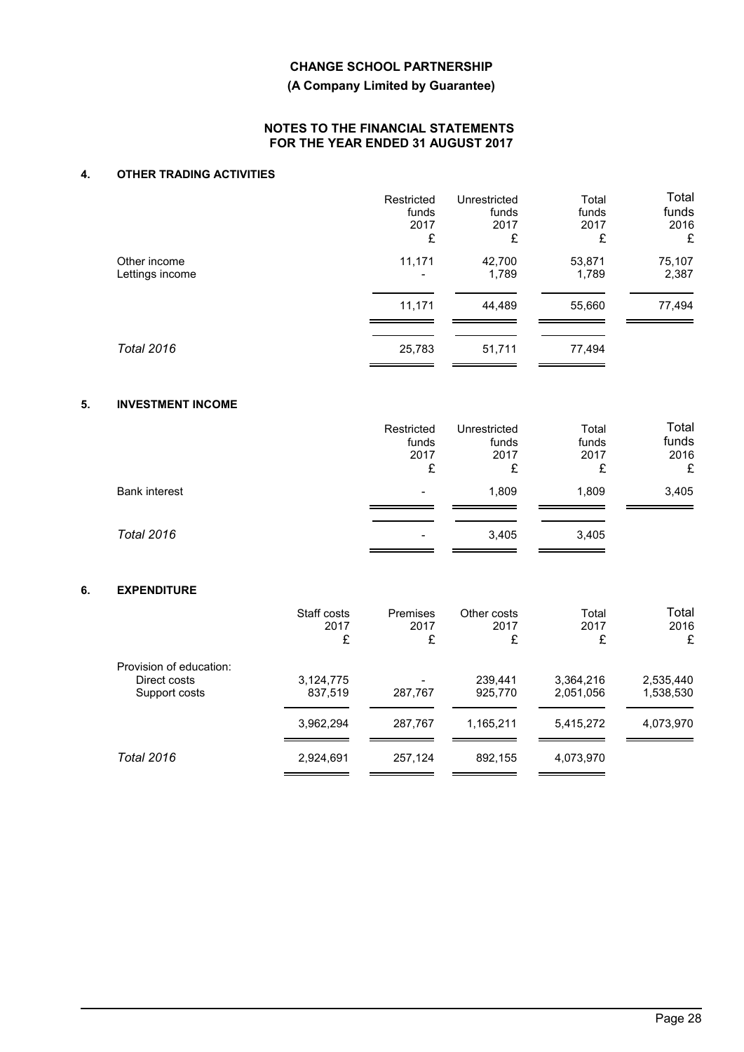**CHANGE SCHOOL PARTNERSHIP**

**(A Company Limited by Guarantee)**

**NOTES TO THE FINANCIAL STATEMENTS FOR THE YEAR ENDED 31 AUGUST 2017**

## 4. OTHER TRADING ACTIVITIES

| | Restricted funds 2017 £ | Unrestricted funds 2017 £ | Total funds 2017 £ | Total funds 2016 £ |
|---|---|---|---|---|
| Other income | 11,171 | 42,700 | 53,871 | 75,107 |
| Lettings income | - | 1,789 | 1,789 | 2,387 |
| | 11,171 | 44,489 | 55,660 | 77,494 |
| *Total 2016* | 25,783 | 51,711 | 77,494 | |

## 5. INVESTMENT INCOME

| | Restricted funds 2017 £ | Unrestricted funds 2017 £ | Total funds 2017 £ | Total funds 2016 £ |
|---|---|---|---|---|
| Bank interest | - | 1,809 | 1,809 | 3,405 |
| *Total 2016* | - | 3,405 | 3,405 | |

## 6. EXPENDITURE

| | Staff costs 2017 £ | Premises 2017 £ | Other costs 2017 £ | Total 2017 £ | Total 2016 £ |
|---|---|---|---|---|---|
| Provision of education: | | | | | |
| Direct costs | 3,124,775 | - | 239,441 | 3,364,216 | 2,535,440 |
| Support costs | 837,519 | 287,767 | 925,770 | 2,051,056 | 1,538,530 |
| | 3,962,294 | 287,767 | 1,165,211 | 5,415,272 | 4,073,970 |
| *Total 2016* | 2,924,691 | 257,124 | 892,155 | 4,073,970 | |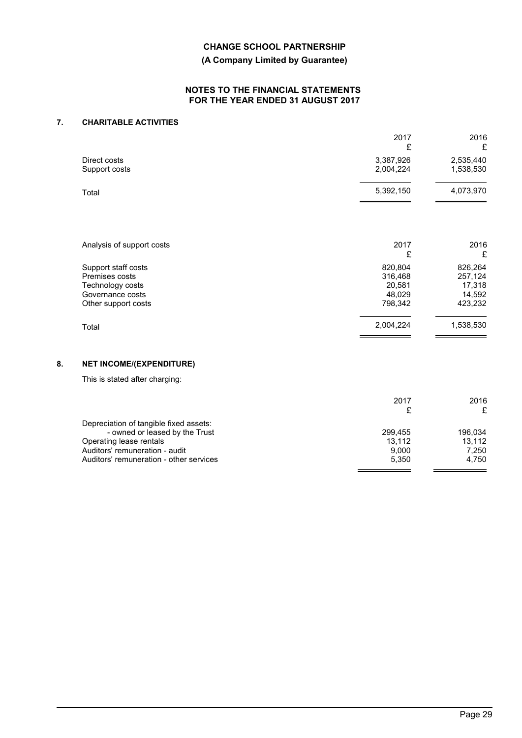**CHANGE SCHOOL PARTNERSHIP**

**(A Company Limited by Guarantee)**

**NOTES TO THE FINANCIAL STATEMENTS FOR THE YEAR ENDED 31 AUGUST 2017**

## 7. CHARITABLE ACTIVITIES

| | 2017 £ | 2016 £ |
|---|---|---|
| Direct costs | 3,387,926 | 2,535,440 |
| Support costs | 2,004,224 | 1,538,530 |
| Total | 5,392,150 | 4,073,970 |

| Analysis of support costs | 2017 £ | 2016 £ |
|---|---|---|
| Support staff costs | 820,804 | 826,264 |
| Premises costs | 316,468 | 257,124 |
| Technology costs | 20,581 | 17,318 |
| Governance costs | 48,029 | 14,592 |
| Other support costs | 798,342 | 423,232 |
| Total | 2,004,224 | 1,538,530 |

## 8. NET INCOME/(EXPENDITURE)

This is stated after charging:

| | 2017 £ | 2016 £ |
|---|---|---|
| Depreciation of tangible fixed assets: | | |
| - owned or leased by the Trust | 299,455 | 196,034 |
| Operating lease rentals | 13,112 | 13,112 |
| Auditors' remuneration - audit | 9,000 | 7,250 |
| Auditors' remuneration - other services | 5,350 | 4,750 |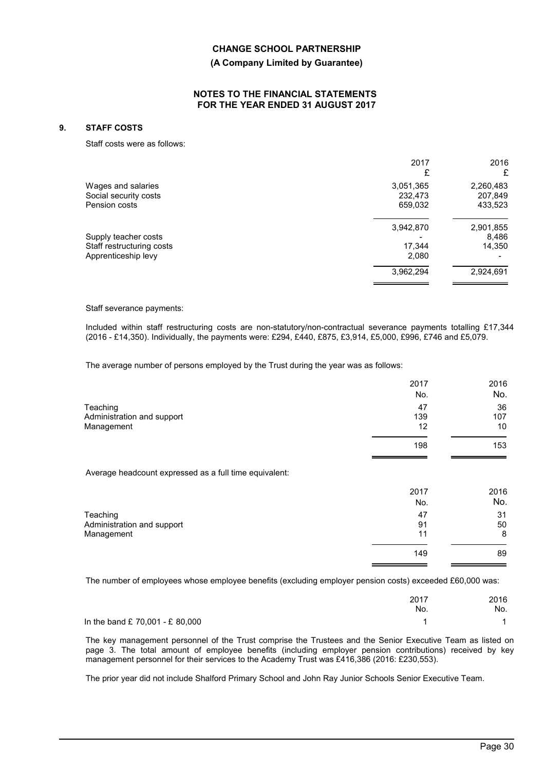**CHANGE SCHOOL PARTNERSHIP**

**(A Company Limited by Guarantee)**

**NOTES TO THE FINANCIAL STATEMENTS FOR THE YEAR ENDED 31 AUGUST 2017**

## 9. STAFF COSTS

Staff costs were as follows:

| | 2017 £ | 2016 £ |
|---|---|---|
| Wages and salaries | 3,051,365 | 2,260,483 |
| Social security costs | 232,473 | 207,849 |
| Pension costs | 659,032 | 433,523 |
| | 3,942,870 | 2,901,855 |
| Supply teacher costs | - | 8,486 |
| Staff restructuring costs | 17,344 | 14,350 |
| Apprenticeship levy | 2,080 | - |
| | 3,962,294 | 2,924,691 |

Staff severance payments:

Included within staff restructuring costs are non-statutory/non-contractual severance payments totalling £17,344 (2016 - £14,350). Individually, the payments were: £294, £440, £875, £3,914, £5,000, £996, £746 and £5,079.

The average number of persons employed by the Trust during the year was as follows:

| | 2017 No. | 2016 No. |
|---|---|---|
| Teaching | 47 | 36 |
| Administration and support | 139 | 107 |
| Management | 12 | 10 |
| | 198 | 153 |

Average headcount expressed as a full time equivalent:

| | 2017 No. | 2016 No. |
|---|---|---|
| Teaching | 47 | 31 |
| Administration and support | 91 | 50 |
| Management | 11 | 8 |
| | 149 | 89 |

The number of employees whose employee benefits (excluding employer pension costs) exceeded £60,000 was:

| | 2017 No. | 2016 No. |
|---|---|---|
| In the band £ 70,001 - £ 80,000 | 1 | 1 |

The key management personnel of the Trust comprise the Trustees and the Senior Executive Team as listed on page 3. The total amount of employee benefits (including employer pension contributions) received by key management personnel for their services to the Academy Trust was £416,386 (2016: £230,553).

The prior year did not include Shalford Primary School and John Ray Junior Schools Senior Executive Team.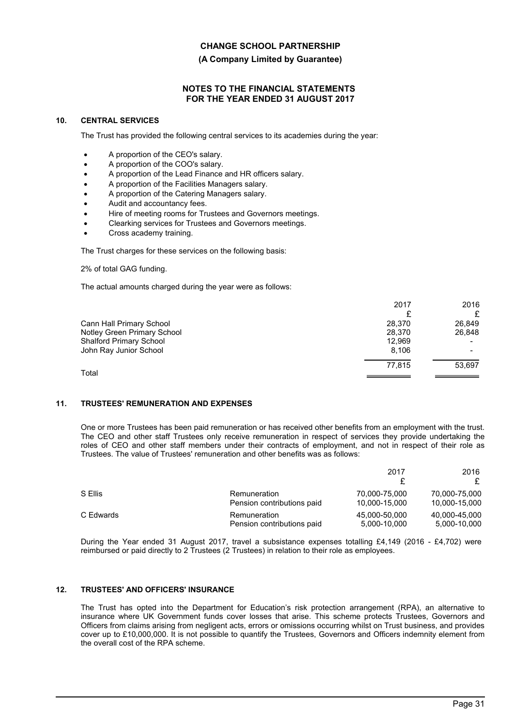**CHANGE SCHOOL PARTNERSHIP**

**(A Company Limited by Guarantee)**

**NOTES TO THE FINANCIAL STATEMENTS FOR THE YEAR ENDED 31 AUGUST 2017**

## 10. CENTRAL SERVICES

The Trust has provided the following central services to its academies during the year:

- A proportion of the CEO's salary.
- A proportion of the COO's salary.
- A proportion of the Lead Finance and HR officers salary.
- A proportion of the Facilities Managers salary.
- A proportion of the Catering Managers salary.
- Audit and accountancy fees.
- Hire of meeting rooms for Trustees and Governors meetings.
- Clearking services for Trustees and Governors meetings.
- Cross academy training.

The Trust charges for these services on the following basis:

2% of total GAG funding.

The actual amounts charged during the year were as follows:

| | 2017 £ | 2016 £ |
|---|---|---|
| Cann Hall Primary School | 28,370 | 26,849 |
| Notley Green Primary School | 28,370 | 26,848 |
| Shalford Primary School | 12,969 | - |
| John Ray Junior School | 8,106 | - |
| Total | 77,815 | 53,697 |

## 11. TRUSTEES' REMUNERATION AND EXPENSES

One or more Trustees has been paid remuneration or has received other benefits from an employment with the trust. The CEO and other staff Trustees only receive remuneration in respect of services they provide undertaking the roles of CEO and other staff members under their contracts of employment, and not in respect of their role as Trustees. The value of Trustees' remuneration and other benefits was as follows:

| | | 2017 £ | 2016 £ |
|---|---|---|---|
| S Ellis | Remuneration | 70,000-75,000 | 70,000-75,000 |
| | Pension contributions paid | 10,000-15,000 | 10,000-15,000 |
| C Edwards | Remuneration | 45,000-50,000 | 40,000-45,000 |
| | Pension contributions paid | 5,000-10,000 | 5,000-10,000 |

During the Year ended 31 August 2017, travel a subsistance expenses totalling £4,149 (2016 - £4,702) were reimbursed or paid directly to 2 Trustees (2 Trustees) in relation to their role as employees.

## 12. TRUSTEES' AND OFFICERS' INSURANCE

The Trust has opted into the Department for Education's risk protection arrangement (RPA), an alternative to insurance where UK Government funds cover losses that arise. This scheme protects Trustees, Governors and Officers from claims arising from negligent acts, errors or omissions occurring whilst on Trust business, and provides cover up to £10,000,000. It is not possible to quantify the Trustees, Governors and Officers indemnity element from the overall cost of the RPA scheme.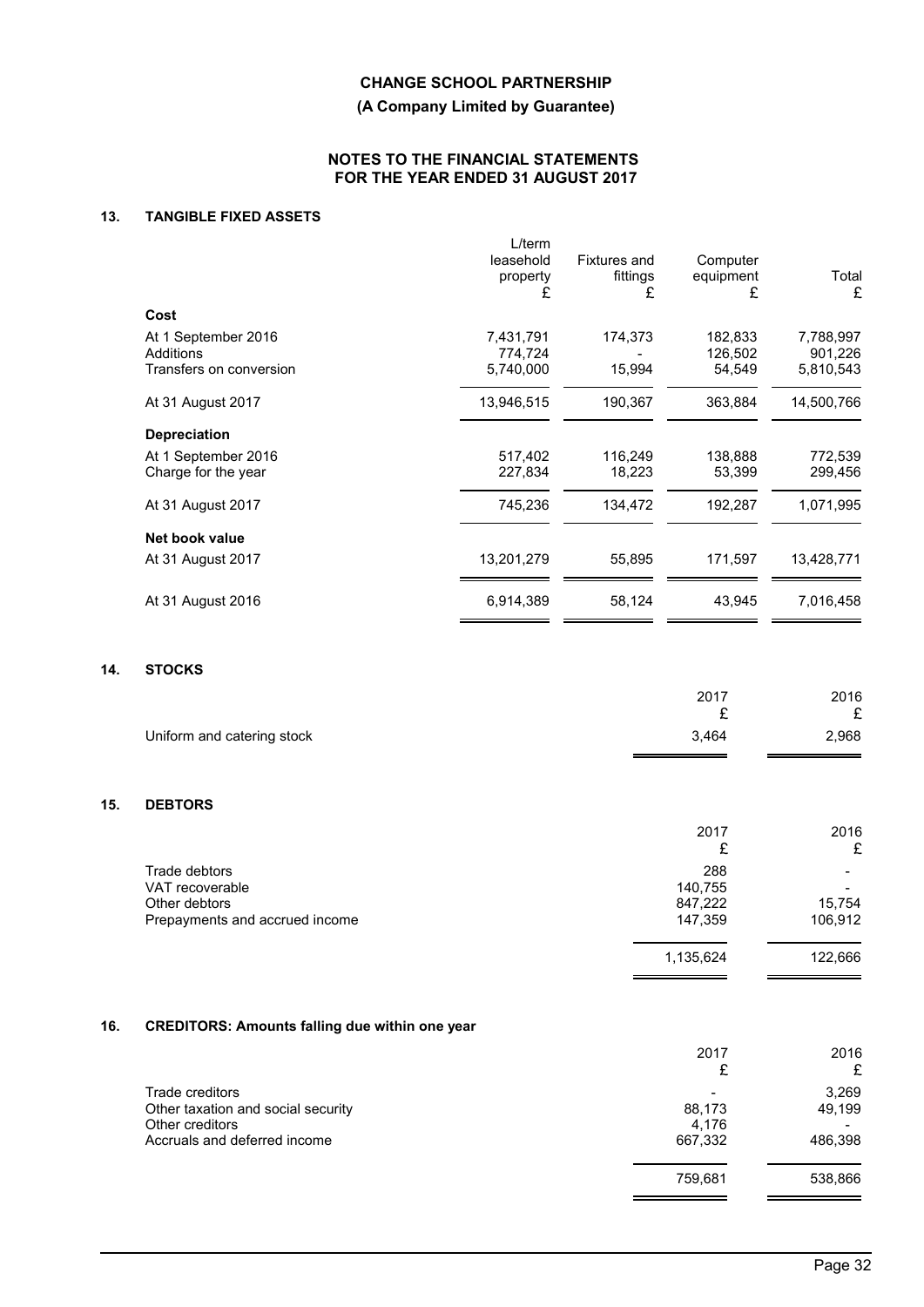## 13. TANGIBLE FIXED ASSETS

| | L/term leasehold property £ | Fixtures and fittings £ | Computer equipment £ | Total £ |
|---|---|---|---|---|
| **Cost** | | | | |
| At 1 September 2016 | 7,431,791 | 174,373 | 182,833 | 7,788,997 |
| Additions | 774,724 | - | 126,502 | 901,226 |
| Transfers on conversion | 5,740,000 | 15,994 | 54,549 | 5,810,543 |
| At 31 August 2017 | 13,946,515 | 190,367 | 363,884 | 14,500,766 |
| **Depreciation** | | | | |
| At 1 September 2016 | 517,402 | 116,249 | 138,888 | 772,539 |
| Charge for the year | 227,834 | 18,223 | 53,399 | 299,456 |
| At 31 August 2017 | 745,236 | 134,472 | 192,287 | 1,071,995 |
| **Net book value** | | | | |
| At 31 August 2017 | 13,201,279 | 55,895 | 171,597 | 13,428,771 |
| At 31 August 2016 | 6,914,389 | 58,124 | 43,945 | 7,016,458 |

## 14. STOCKS

| | 2017 £ | 2016 £ |
|---|---|---|
| Uniform and catering stock | 3,464 | 2,968 |

## 15. DEBTORS

| | 2017 £ | 2016 £ |
|---|---|---|
| Trade debtors | 288 | - |
| VAT recoverable | 140,755 | - |
| Other debtors | 847,222 | 15,754 |
| Prepayments and accrued income | 147,359 | 106,912 |
| | 1,135,624 | 122,666 |

## 16. CREDITORS: Amounts falling due within one year

| | 2017 £ | 2016 £ |
|---|---|---|
| Trade creditors | - | 3,269 |
| Other taxation and social security | 88,173 | 49,199 |
| Other creditors | 4,176 | - |
| Accruals and deferred income | 667,332 | 486,398 |
| | 759,681 | 538,866 |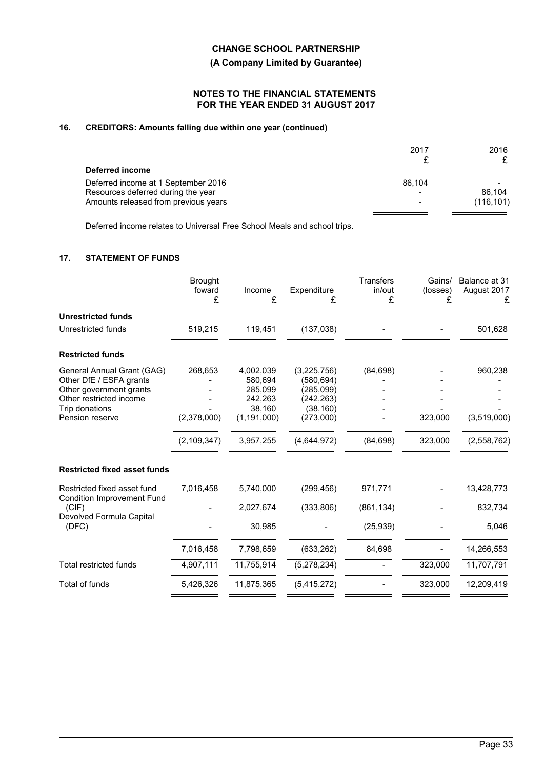## 16. CREDITORS: Amounts falling due within one year (continued)

| | 2017<br>£ | 2016<br>£ |
|---|---|---|
| **Deferred income** | | |
| Deferred income at 1 September 2016 | 86,104 | - |
| Resources deferred during the year | - | 86,104 |
| Amounts released from previous years | - | (116,101) |

Deferred income relates to Universal Free School Meals and school trips.

## 17. STATEMENT OF FUNDS

| | Brought foward<br>£ | Income<br>£ | Expenditure<br>£ | Transfers in/out<br>£ | Gains/ (losses)<br>£ | Balance at 31 August 2017<br>£ |
|---|---|---|---|---|---|---|
| **Unrestricted funds** | | | | | | |
| Unrestricted funds | 519,215 | 119,451 | (137,038) | - | - | 501,628 |
| **Restricted funds** | | | | | | |
| General Annual Grant (GAG) | 268,653 | 4,002,039 | (3,225,756) | (84,698) | - | 960,238 |
| Other DfE / ESFA grants | - | 580,694 | (580,694) | - | - | - |
| Other government grants | - | 285,099 | (285,099) | - | - | - |
| Other restricted income | - | 242,263 | (242,263) | - | - | - |
| Trip donations | - | 38,160 | (38,160) | - | - | - |
| Pension reserve | (2,378,000) | (1,191,000) | (273,000) | - | 323,000 | (3,519,000) |
| | (2,109,347) | 3,957,255 | (4,644,972) | (84,698) | 323,000 | (2,558,762) |
| **Restricted fixed asset funds** | | | | | | |
| Restricted fixed asset fund | 7,016,458 | 5,740,000 | (299,456) | 971,771 | - | 13,428,773 |
| Condition Improvement Fund (CIF) | - | 2,027,674 | (333,806) | (861,134) | - | 832,734 |
| Devolved Formula Capital (DFC) | - | 30,985 | - | (25,939) | - | 5,046 |
| | 7,016,458 | 7,798,659 | (633,262) | 84,698 | - | 14,266,553 |
| Total restricted funds | 4,907,111 | 11,755,914 | (5,278,234) | - | 323,000 | 11,707,791 |
| Total of funds | 5,426,326 | 11,875,365 | (5,415,272) | - | 323,000 | 12,209,419 |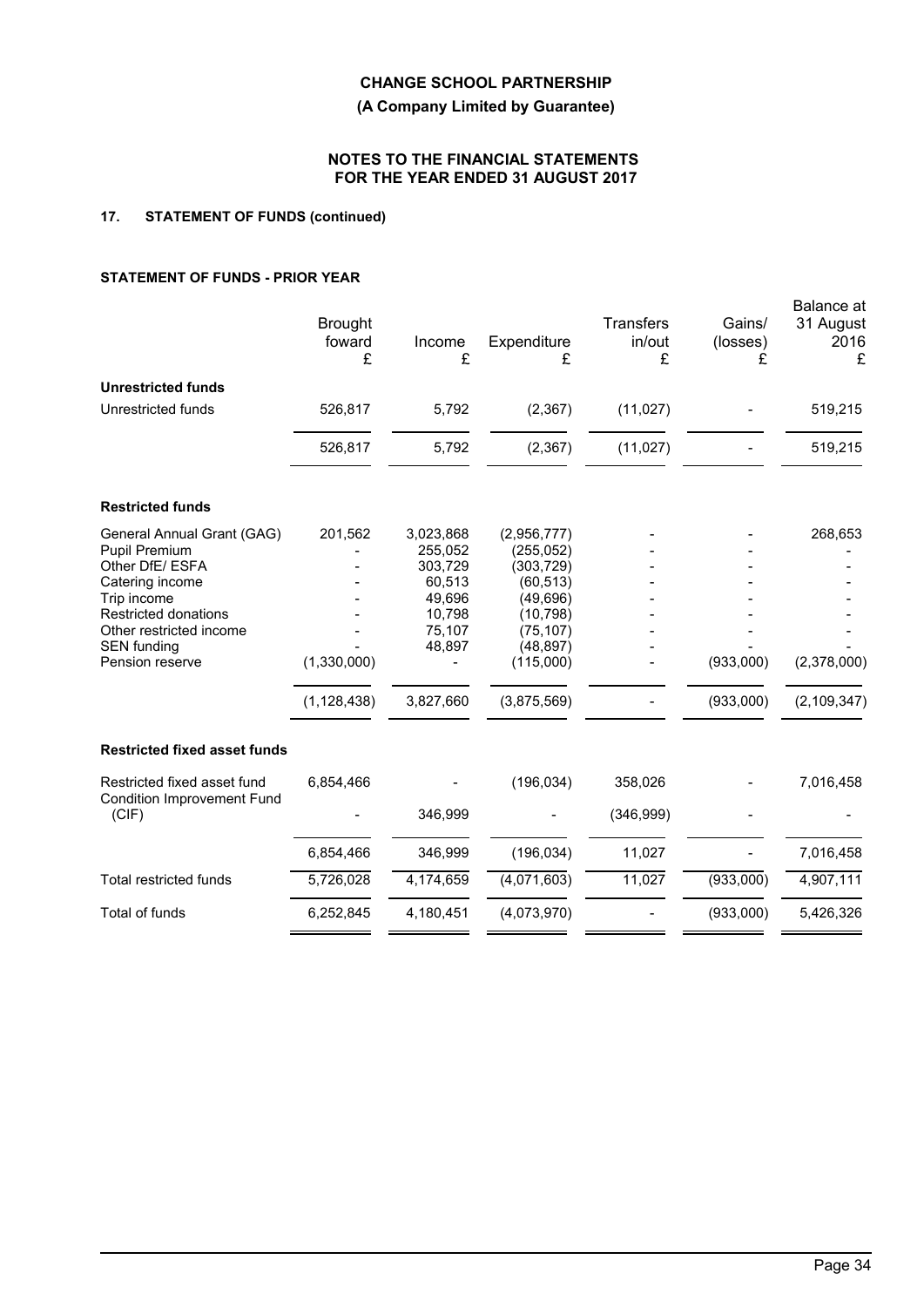# CHANGE SCHOOL PARTNERSHIP

**(A Company Limited by Guarantee)**

**NOTES TO THE FINANCIAL STATEMENTS FOR THE YEAR ENDED 31 AUGUST 2017**

## 17. STATEMENT OF FUNDS (continued)

### STATEMENT OF FUNDS - PRIOR YEAR

| | Brought foward £ | Income £ | Expenditure £ | Transfers in/out £ | Gains/ (losses) £ | Balance at 31 August 2016 £ |
|---|---|---|---|---|---|---|
| **Unrestricted funds** | | | | | | |
| Unrestricted funds | 526,817 | 5,792 | (2,367) | (11,027) | - | 519,215 |
| | 526,817 | 5,792 | (2,367) | (11,027) | - | 519,215 |
| **Restricted funds** | | | | | | |
| General Annual Grant (GAG) | 201,562 | 3,023,868 | (2,956,777) | - | - | 268,653 |
| Pupil Premium | - | 255,052 | (255,052) | - | - | - |
| Other DfE/ ESFA | - | 303,729 | (303,729) | - | - | - |
| Catering income | - | 60,513 | (60,513) | - | - | - |
| Trip income | - | 49,696 | (49,696) | - | - | - |
| Restricted donations | - | 10,798 | (10,798) | - | - | - |
| Other restricted income | - | 75,107 | (75,107) | - | - | - |
| SEN funding | - | 48,897 | (48,897) | - | - | - |
| Pension reserve | (1,330,000) | - | (115,000) | - | (933,000) | (2,378,000) |
| | (1,128,438) | 3,827,660 | (3,875,569) | - | (933,000) | (2,109,347) |
| **Restricted fixed asset funds** | | | | | | |
| Restricted fixed asset fund | 6,854,466 | - | (196,034) | 358,026 | - | 7,016,458 |
| Condition Improvement Fund (CIF) | - | 346,999 | - | (346,999) | - | - |
| | 6,854,466 | 346,999 | (196,034) | 11,027 | - | 7,016,458 |
| Total restricted funds | 5,726,028 | 4,174,659 | (4,071,603) | 11,027 | (933,000) | 4,907,111 |
| Total of funds | 6,252,845 | 4,180,451 | (4,073,970) | - | (933,000) | 5,426,326 |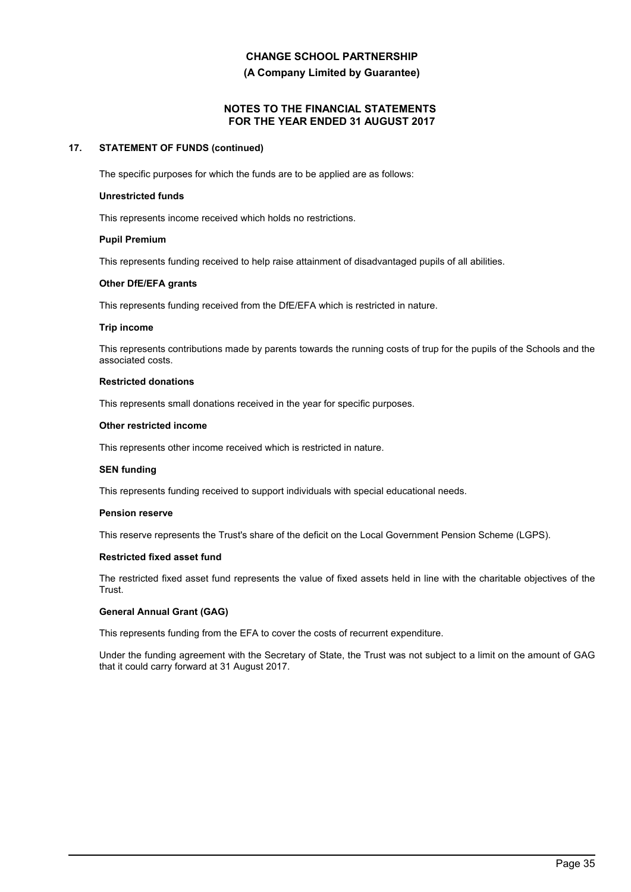# CHANGE SCHOOL PARTNERSHIP

**(A Company Limited by Guarantee)**

**NOTES TO THE FINANCIAL STATEMENTS FOR THE YEAR ENDED 31 AUGUST 2017**

## 17. STATEMENT OF FUNDS (continued)

The specific purposes for which the funds are to be applied are as follows:

**Unrestricted funds**

This represents income received which holds no restrictions.

**Pupil Premium**

This represents funding received to help raise attainment of disadvantaged pupils of all abilities.

**Other DfE/EFA grants**

This represents funding received from the DfE/EFA which is restricted in nature.

**Trip income**

This represents contributions made by parents towards the running costs of trup for the pupils of the Schools and the associated costs.

**Restricted donations**

This represents small donations received in the year for specific purposes.

**Other restricted income**

This represents other income received which is restricted in nature.

**SEN funding**

This represents funding received to support individuals with special educational needs.

**Pension reserve**

This reserve represents the Trust's share of the deficit on the Local Government Pension Scheme (LGPS).

**Restricted fixed asset fund**

The restricted fixed asset fund represents the value of fixed assets held in line with the charitable objectives of the Trust.

**General Annual Grant (GAG)**

This represents funding from the EFA to cover the costs of recurrent expenditure.

Under the funding agreement with the Secretary of State, the Trust was not subject to a limit on the amount of GAG that it could carry forward at 31 August 2017.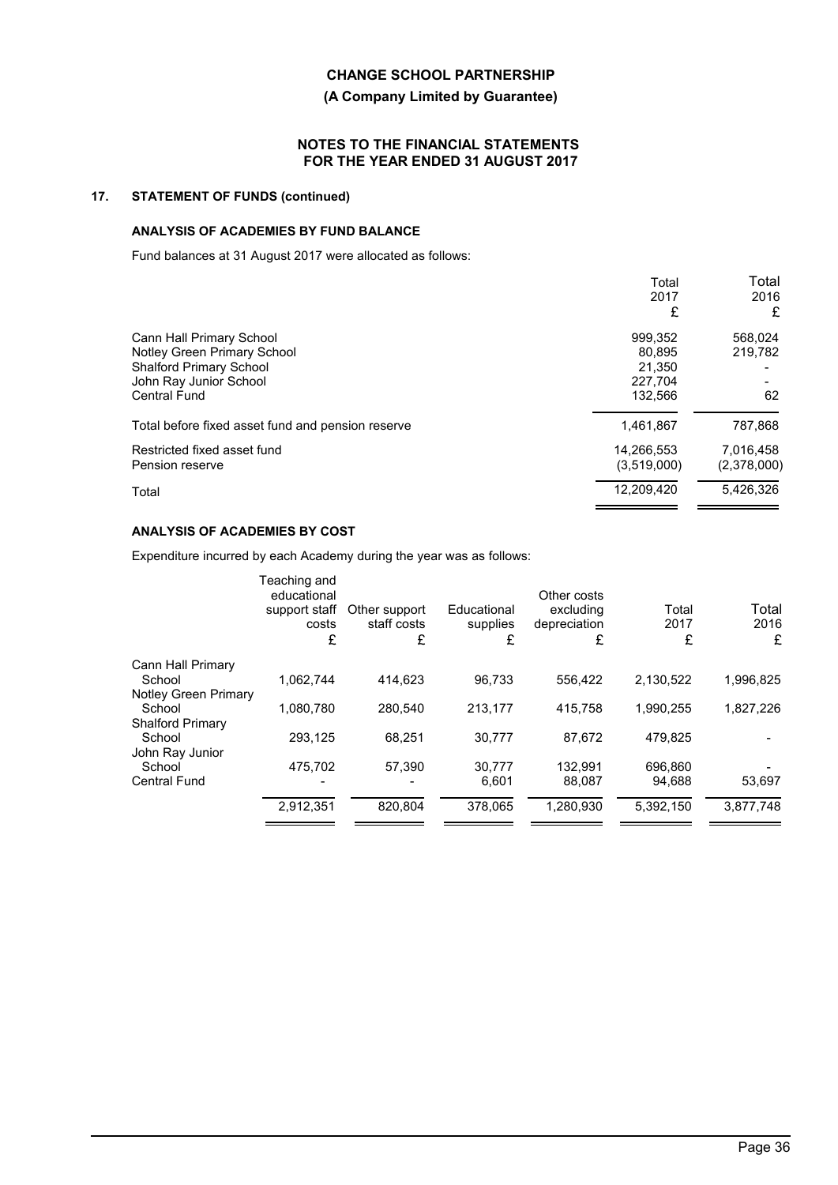**CHANGE SCHOOL PARTNERSHIP**

**(A Company Limited by Guarantee)**

**NOTES TO THE FINANCIAL STATEMENTS FOR THE YEAR ENDED 31 AUGUST 2017**

## 17. STATEMENT OF FUNDS (continued)

### ANALYSIS OF ACADEMIES BY FUND BALANCE

Fund balances at 31 August 2017 were allocated as follows:

| | Total 2017 £ | Total 2016 £ |
|---|---|---|
| Cann Hall Primary School | 999,352 | 568,024 |
| Notley Green Primary School | 80,895 | 219,782 |
| Shalford Primary School | 21,350 | - |
| John Ray Junior School | 227,704 | - |
| Central Fund | 132,566 | 62 |
| Total before fixed asset fund and pension reserve | 1,461,867 | 787,868 |
| Restricted fixed asset fund | 14,266,553 | 7,016,458 |
| Pension reserve | (3,519,000) | (2,378,000) |
| Total | 12,209,420 | 5,426,326 |

### ANALYSIS OF ACADEMIES BY COST

Expenditure incurred by each Academy during the year was as follows:

| | Teaching and educational support staff costs £ | Other support staff costs £ | Educational supplies £ | Other costs excluding depreciation £ | Total 2017 £ | Total 2016 £ |
|---|---|---|---|---|---|---|
| Cann Hall Primary School | 1,062,744 | 414,623 | 96,733 | 556,422 | 2,130,522 | 1,996,825 |
| Notley Green Primary School | 1,080,780 | 280,540 | 213,177 | 415,758 | 1,990,255 | 1,827,226 |
| Shalford Primary School | 293,125 | 68,251 | 30,777 | 87,672 | 479,825 | - |
| John Ray Junior School | 475,702 | 57,390 | 30,777 | 132,991 | 696,860 | - |
| Central Fund | - | - | 6,601 | 88,087 | 94,688 | 53,697 |
| | 2,912,351 | 820,804 | 378,065 | 1,280,930 | 5,392,150 | 3,877,748 |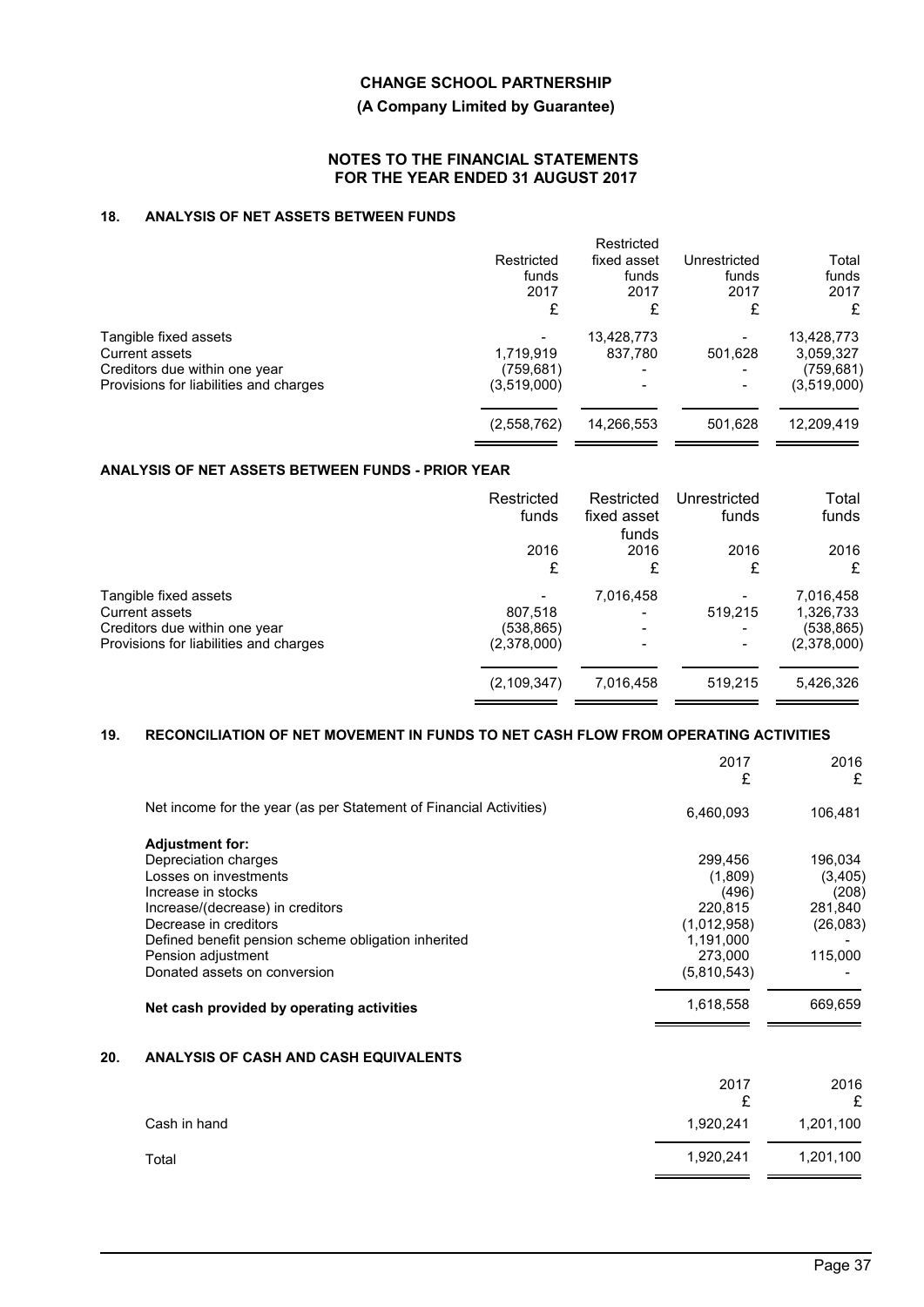**CHANGE SCHOOL PARTNERSHIP**

**(A Company Limited by Guarantee)**

**NOTES TO THE FINANCIAL STATEMENTS FOR THE YEAR ENDED 31 AUGUST 2017**

## 18. ANALYSIS OF NET ASSETS BETWEEN FUNDS

| | Restricted funds 2017 £ | Restricted fixed asset funds 2017 £ | Unrestricted funds 2017 £ | Total funds 2017 £ |
|---|---|---|---|---|
| Tangible fixed assets | - | 13,428,773 | - | 13,428,773 |
| Current assets | 1,719,919 | 837,780 | 501,628 | 3,059,327 |
| Creditors due within one year | (759,681) | - | - | (759,681) |
| Provisions for liabilities and charges | (3,519,000) | - | - | (3,519,000) |
| | (2,558,762) | 14,266,553 | 501,628 | 12,209,419 |

### ANALYSIS OF NET ASSETS BETWEEN FUNDS - PRIOR YEAR

| | Restricted funds 2016 £ | Restricted fixed asset funds 2016 £ | Unrestricted funds 2016 £ | Total funds 2016 £ |
|---|---|---|---|---|
| Tangible fixed assets | - | 7,016,458 | - | 7,016,458 |
| Current assets | 807,518 | - | 519,215 | 1,326,733 |
| Creditors due within one year | (538,865) | - | - | (538,865) |
| Provisions for liabilities and charges | (2,378,000) | - | - | (2,378,000) |
| | (2,109,347) | 7,016,458 | 519,215 | 5,426,326 |

## 19. RECONCILIATION OF NET MOVEMENT IN FUNDS TO NET CASH FLOW FROM OPERATING ACTIVITIES

| | 2017 £ | 2016 £ |
|---|---|---|
| Net income for the year (as per Statement of Financial Activities) | 6,460,093 | 106,481 |
| **Adjustment for:** | | |
| Depreciation charges | 299,456 | 196,034 |
| Losses on investments | (1,809) | (3,405) |
| Increase in stocks | (496) | (208) |
| Increase/(decrease) in creditors | 220,815 | 281,840 |
| Decrease in creditors | (1,012,958) | (26,083) |
| Defined benefit pension scheme obligation inherited | 1,191,000 | - |
| Pension adjustment | 273,000 | 115,000 |
| Donated assets on conversion | (5,810,543) | - |
| **Net cash provided by operating activities** | 1,618,558 | 669,659 |

## 20. ANALYSIS OF CASH AND CASH EQUIVALENTS

| | 2017 £ | 2016 £ |
|---|---|---|
| Cash in hand | 1,920,241 | 1,201,100 |
| Total | 1,920,241 | 1,201,100 |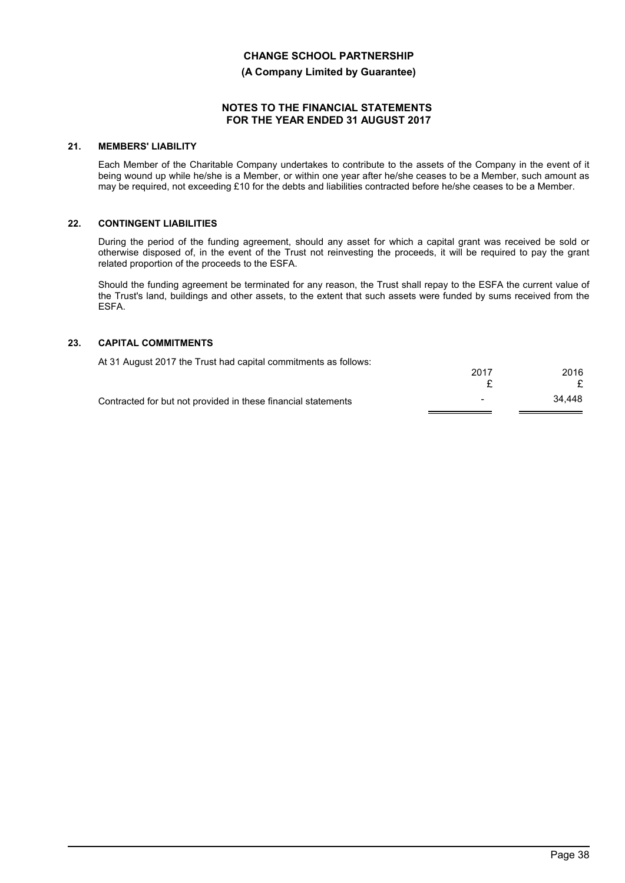## 21. MEMBERS' LIABILITY

Each Member of the Charitable Company undertakes to contribute to the assets of the Company in the event of it being wound up while he/she is a Member, or within one year after he/she ceases to be a Member, such amount as may be required, not exceeding £10 for the debts and liabilities contracted before he/she ceases to be a Member.

## 22. CONTINGENT LIABILITIES

During the period of the funding agreement, should any asset for which a capital grant was received be sold or otherwise disposed of, in the event of the Trust not reinvesting the proceeds, it will be required to pay the grant related proportion of the proceeds to the ESFA.

Should the funding agreement be terminated for any reason, the Trust shall repay to the ESFA the current value of the Trust's land, buildings and other assets, to the extent that such assets were funded by sums received from the ESFA.

## 23. CAPITAL COMMITMENTS

At 31 August 2017 the Trust had capital commitments as follows:

| | 2017<br>£ | 2016<br>£ |
|---|---|---|
| Contracted for but not provided in these financial statements | - | 34,448 |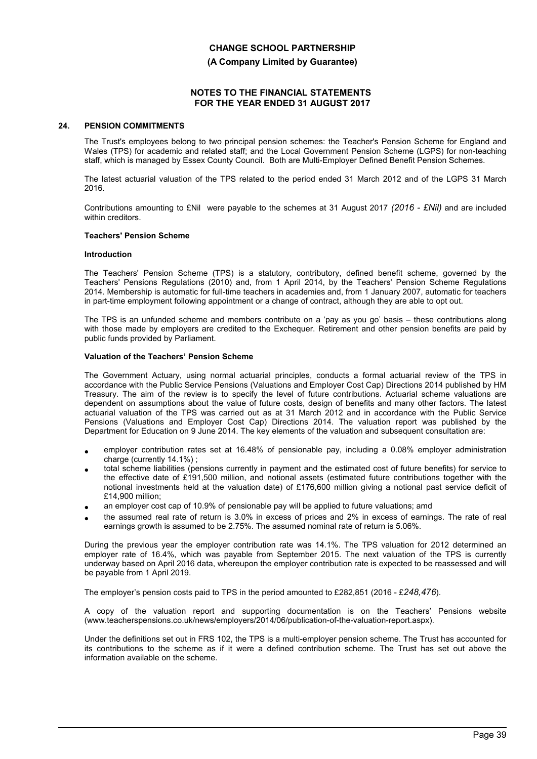**CHANGE SCHOOL PARTNERSHIP**

**(A Company Limited by Guarantee)**

**NOTES TO THE FINANCIAL STATEMENTS FOR THE YEAR ENDED 31 AUGUST 2017**

## 24. PENSION COMMITMENTS

The Trust's employees belong to two principal pension schemes: the Teacher's Pension Scheme for England and Wales (TPS) for academic and related staff; and the Local Government Pension Scheme (LGPS) for non-teaching staff, which is managed by Essex County Council. Both are Multi-Employer Defined Benefit Pension Schemes.

The latest actuarial valuation of the TPS related to the period ended 31 March 2012 and of the LGPS 31 March 2016.

Contributions amounting to £Nil were payable to the schemes at 31 August 2017 *(2016 - £Nil)* and are included within creditors.

**Teachers' Pension Scheme**

**Introduction**

The Teachers' Pension Scheme (TPS) is a statutory, contributory, defined benefit scheme, governed by the Teachers' Pensions Regulations (2010) and, from 1 April 2014, by the Teachers' Pension Scheme Regulations 2014. Membership is automatic for full-time teachers in academies and, from 1 January 2007, automatic for teachers in part-time employment following appointment or a change of contract, although they are able to opt out.

The TPS is an unfunded scheme and members contribute on a 'pay as you go' basis – these contributions along with those made by employers are credited to the Exchequer. Retirement and other pension benefits are paid by public funds provided by Parliament.

**Valuation of the Teachers' Pension Scheme**

The Government Actuary, using normal actuarial principles, conducts a formal actuarial review of the TPS in accordance with the Public Service Pensions (Valuations and Employer Cost Cap) Directions 2014 published by HM Treasury. The aim of the review is to specify the level of future contributions. Actuarial scheme valuations are dependent on assumptions about the value of future costs, design of benefits and many other factors. The latest actuarial valuation of the TPS was carried out as at 31 March 2012 and in accordance with the Public Service Pensions (Valuations and Employer Cost Cap) Directions 2014. The valuation report was published by the Department for Education on 9 June 2014. The key elements of the valuation and subsequent consultation are:

- employer contribution rates set at 16.48% of pensionable pay, including a 0.08% employer administration charge (currently 14.1%) ;
- total scheme liabilities (pensions currently in payment and the estimated cost of future benefits) for service to the effective date of £191,500 million, and notional assets (estimated future contributions together with the notional investments held at the valuation date) of £176,600 million giving a notional past service deficit of £14,900 million;
- an employer cost cap of 10.9% of pensionable pay will be applied to future valuations; amd
- the assumed real rate of return is 3.0% in excess of prices and 2% in excess of earnings. The rate of real earnings growth is assumed to be 2.75%. The assumed nominal rate of return is 5.06%.

During the previous year the employer contribution rate was 14.1%. The TPS valuation for 2012 determined an employer rate of 16.4%, which was payable from September 2015. The next valuation of the TPS is currently underway based on April 2016 data, whereupon the employer contribution rate is expected to be reassessed and will be payable from 1 April 2019.

The employer's pension costs paid to TPS in the period amounted to £282,851 (2016 - £*248,476*).

A copy of the valuation report and supporting documentation is on the Teachers' Pensions website (www.teacherspensions.co.uk/news/employers/2014/06/publication-of-the-valuation-report.aspx).

Under the definitions set out in FRS 102, the TPS is a multi-employer pension scheme. The Trust has accounted for its contributions to the scheme as if it were a defined contribution scheme. The Trust has set out above the information available on the scheme.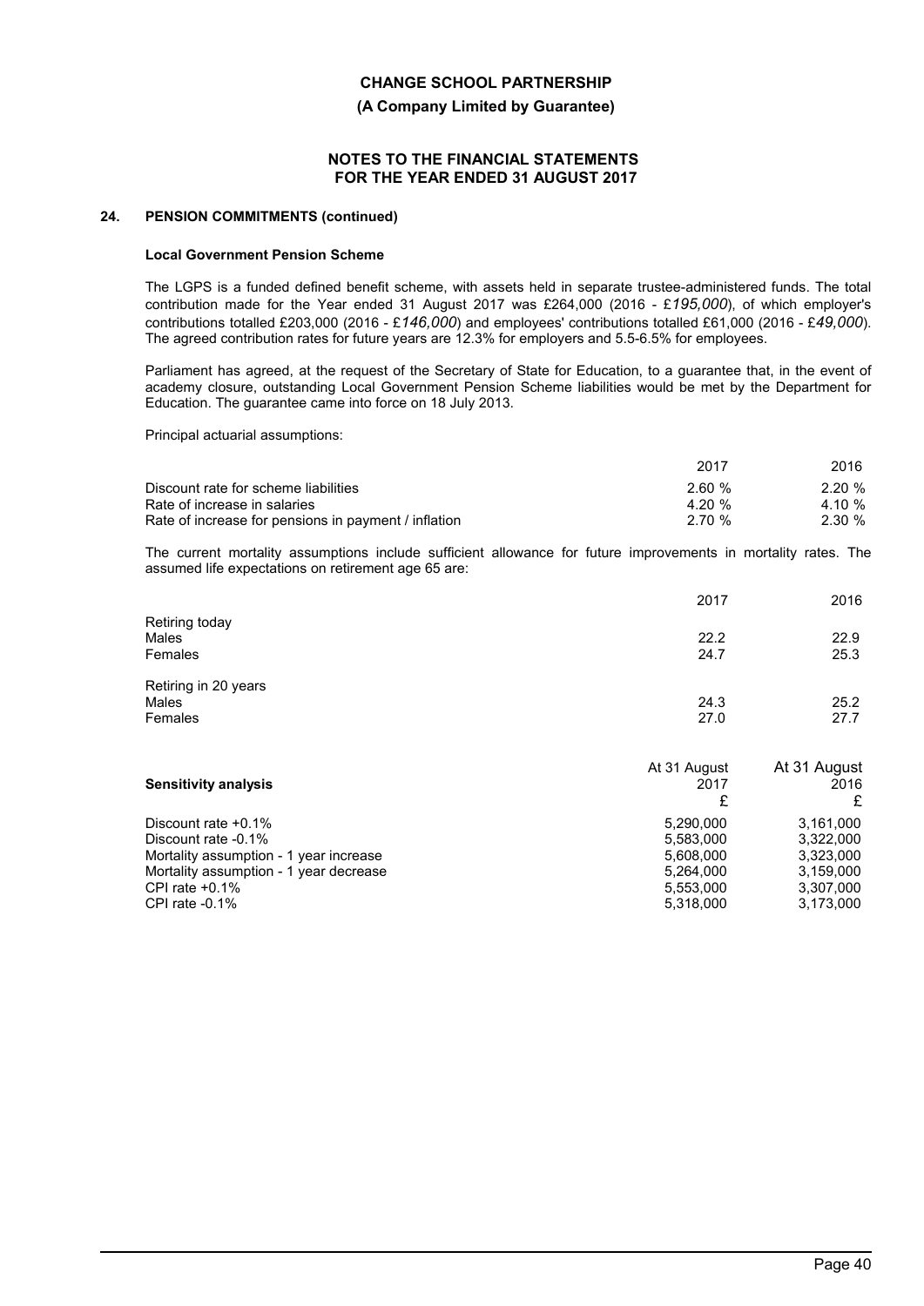# CHANGE SCHOOL PARTNERSHIP

**(A Company Limited by Guarantee)**

**NOTES TO THE FINANCIAL STATEMENTS FOR THE YEAR ENDED 31 AUGUST 2017**

## 24. PENSION COMMITMENTS (continued)

### Local Government Pension Scheme

The LGPS is a funded defined benefit scheme, with assets held in separate trustee-administered funds. The total contribution made for the Year ended 31 August 2017 was £264,000 (2016 - £*195,000*), of which employer's contributions totalled £203,000 (2016 - £*146,000*) and employees' contributions totalled £61,000 (2016 - £*49,000*). The agreed contribution rates for future years are 12.3% for employers and 5.5-6.5% for employees.

Parliament has agreed, at the request of the Secretary of State for Education, to a guarantee that, in the event of academy closure, outstanding Local Government Pension Scheme liabilities would be met by the Department for Education. The guarantee came into force on 18 July 2013.

Principal actuarial assumptions:

| | 2017 | 2016 |
|---|---|---|
| Discount rate for scheme liabilities | 2.60 % | 2.20 % |
| Rate of increase in salaries | 4.20 % | 4.10 % |
| Rate of increase for pensions in payment / inflation | 2.70 % | 2.30 % |

The current mortality assumptions include sufficient allowance for future improvements in mortality rates. The assumed life expectations on retirement age 65 are:

| | 2017 | 2016 |
|---|---|---|
| Retiring today | | |
| Males | 22.2 | 22.9 |
| Females | 24.7 | 25.3 |
| Retiring in 20 years | | |
| Males | 24.3 | 25.2 |
| Females | 27.0 | 27.7 |

| Sensitivity analysis | At 31 August 2017 £ | At 31 August 2016 £ |
|---|---|---|
| Discount rate +0.1% | 5,290,000 | 3,161,000 |
| Discount rate -0.1% | 5,583,000 | 3,322,000 |
| Mortality assumption - 1 year increase | 5,608,000 | 3,323,000 |
| Mortality assumption - 1 year decrease | 5,264,000 | 3,159,000 |
| CPI rate +0.1% | 5,553,000 | 3,307,000 |
| CPI rate -0.1% | 5,318,000 | 3,173,000 |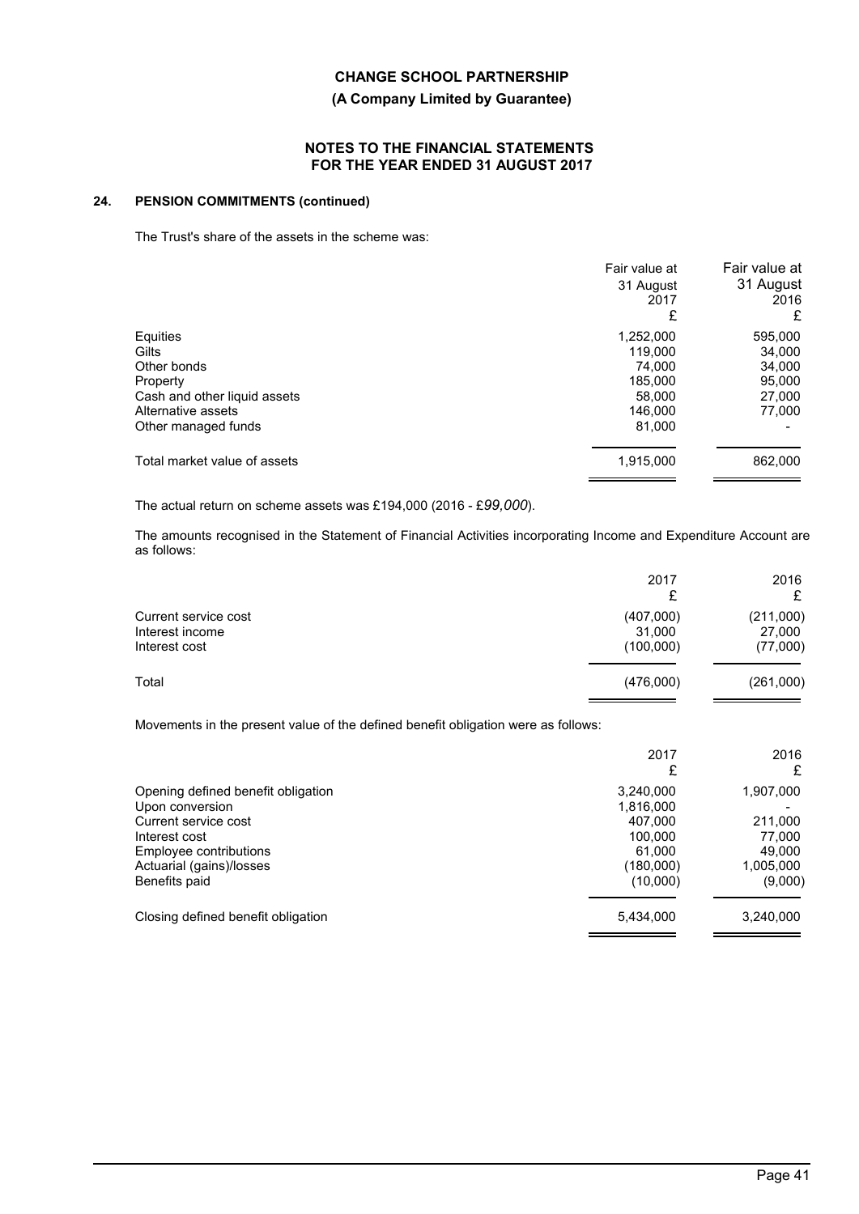## 24. PENSION COMMITMENTS (continued)

The Trust's share of the assets in the scheme was:

| | Fair value at 31 August 2017 £ | Fair value at 31 August 2016 £ |
|---|---|---|
| Equities | 1,252,000 | 595,000 |
| Gilts | 119,000 | 34,000 |
| Other bonds | 74,000 | 34,000 |
| Property | 185,000 | 95,000 |
| Cash and other liquid assets | 58,000 | 27,000 |
| Alternative assets | 146,000 | 77,000 |
| Other managed funds | 81,000 | - |
| Total market value of assets | 1,915,000 | 862,000 |

The actual return on scheme assets was £194,000 (2016 - £*99,000*).

The amounts recognised in the Statement of Financial Activities incorporating Income and Expenditure Account are as follows:

| | 2017 £ | 2016 £ |
|---|---|---|
| Current service cost | (407,000) | (211,000) |
| Interest income | 31,000 | 27,000 |
| Interest cost | (100,000) | (77,000) |
| Total | (476,000) | (261,000) |

Movements in the present value of the defined benefit obligation were as follows:

| | 2017 £ | 2016 £ |
|---|---|---|
| Opening defined benefit obligation | 3,240,000 | 1,907,000 |
| Upon conversion | 1,816,000 | - |
| Current service cost | 407,000 | 211,000 |
| Interest cost | 100,000 | 77,000 |
| Employee contributions | 61,000 | 49,000 |
| Actuarial (gains)/losses | (180,000) | 1,005,000 |
| Benefits paid | (10,000) | (9,000) |
| Closing defined benefit obligation | 5,434,000 | 3,240,000 |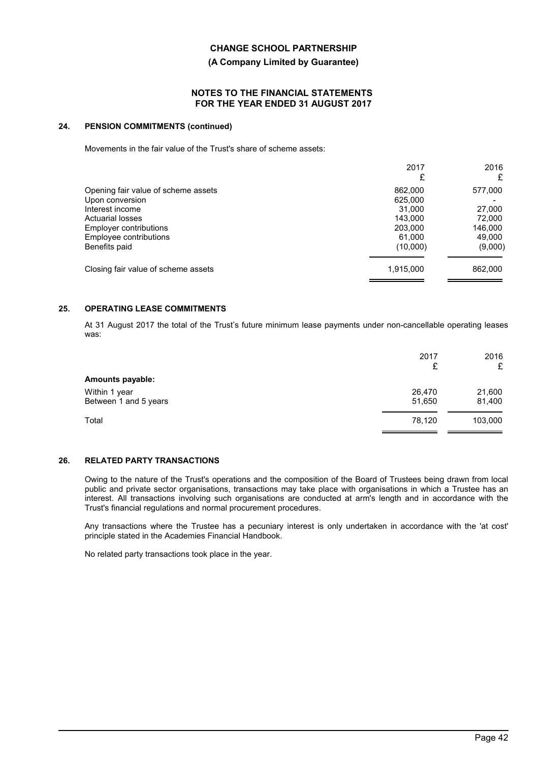## 24. PENSION COMMITMENTS (continued)

Movements in the fair value of the Trust's share of scheme assets:

| | 2017 £ | 2016 £ |
|---|---|---|
| Opening fair value of scheme assets | 862,000 | 577,000 |
| Upon conversion | 625,000 | - |
| Interest income | 31,000 | 27,000 |
| Actuarial losses | 143,000 | 72,000 |
| Employer contributions | 203,000 | 146,000 |
| Employee contributions | 61,000 | 49,000 |
| Benefits paid | (10,000) | (9,000) |
| Closing fair value of scheme assets | 1,915,000 | 862,000 |

## 25. OPERATING LEASE COMMITMENTS

At 31 August 2017 the total of the Trust's future minimum lease payments under non-cancellable operating leases was:

| | 2017 £ | 2016 £ |
|---|---|---|
| **Amounts payable:** | | |
| Within 1 year | 26,470 | 21,600 |
| Between 1 and 5 years | 51,650 | 81,400 |
| Total | 78,120 | 103,000 |

## 26. RELATED PARTY TRANSACTIONS

Owing to the nature of the Trust's operations and the composition of the Board of Trustees being drawn from local public and private sector organisations, transactions may take place with organisations in which a Trustee has an interest. All transactions involving such organisations are conducted at arm's length and in accordance with the Trust's financial regulations and normal procurement procedures.

Any transactions where the Trustee has a pecuniary interest is only undertaken in accordance with the 'at cost' principle stated in the Academies Financial Handbook.

No related party transactions took place in the year.